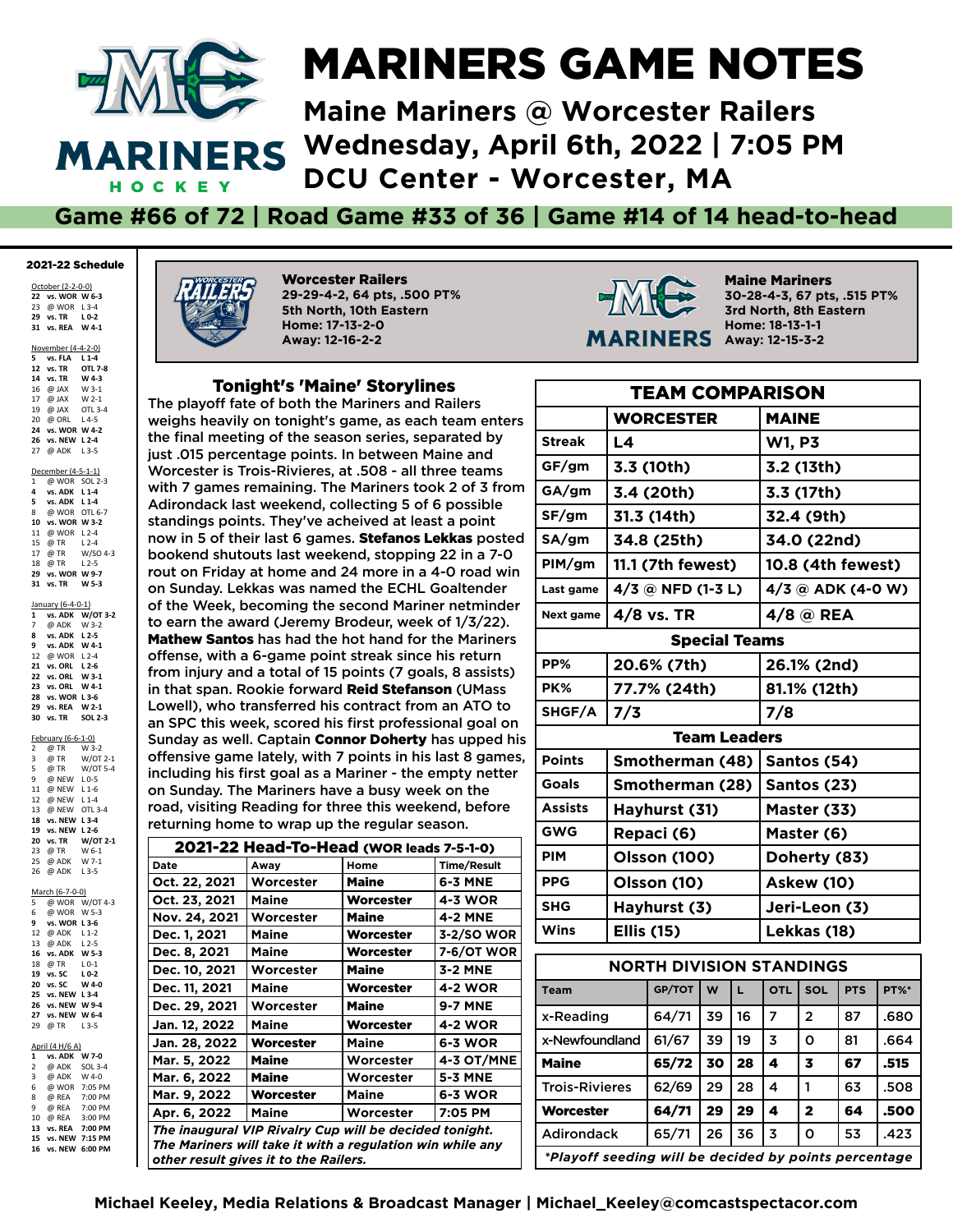# MARINERS GAME NOTES

## Maine Mariners @ Worcester Railers
## Wednesday, April 6th, 2022 | 7:05 PM
## DCU Center - Worcester, MA

**Game #66 of 72 | Road Game #33 of 36 | Game #14 of 14 head-to-head**

### 2021-22 Schedule

October (2-2-0-0)
- **22 vs. WOR W 6-3**
- 23 @ WOR L 3-4
- **29 vs. TR L 0-2**
- **31 vs. REA W 4-1**

November (4-4-2-0)
- **5 vs. FLA L 1-4**
- **12 vs. TR OTL 7-8**
- **14 vs. TR W 4-3**
- 16 @ JAX W 3-1
- 17 @ JAX W 2-1
- 19 @ JAX OTL 3-4
- 20 @ ORL L 4-5
- **24 vs. WOR W 4-2**
- **26 vs. NEW L 2-4**
- 27 @ ADK L 3-5

December (4-5-1-1)
- 1 @ WOR SOL 2-3
- **4 vs. ADK L 1-4**
- **5 vs. ADK L 1-4**
- 8 @ WOR OTL 6-7
- **10 vs. WOR W 3-2**
- 11 @ WOR L 2-4
- 15 @ TR L 2-4
- 17 @ TR W/SO 4-3
- 18 @ TR L 2-5
- **29 vs. WOR W 9-7**
- **31 vs. TR W 5-3**

January (6-4-0-1)
- **1 vs. ADK W/OT 3-2**
- 7 @ ADK W 3-2
- **8 vs. ADK L 2-5**
- **9 vs. ADK W 4-1**
- 12 @ WOR L 2-4
- **21 vs. ORL L 2-6**
- **22 vs. ORL W 3-1**
- **23 vs. ORL W 4-1**
- **28 vs. WOR L 3-6**
- **29 vs. REA W 2-1**
- **30 vs. TR SOL 2-3**

February (6-6-1-0)
- 2 @ TR W 3-2
- 3 @ TR W/OT 2-1
- 5 @ TR W/OT 5-4
- 9 @ NEW L 0-5
- 11 @ NEW L 1-6
- 12 @ NEW L 1-4
- 13 @ NEW OTL 3-4
- **18 vs. NEW L 3-4**
- **19 vs. NEW L 2-6**
- **20 vs. TR W/OT 2-1**
- 23 @ TR W 6-1
- 25 @ ADK W 7-1
- 26 @ ADK L 3-5

March (6-7-0-0)
- 5 @ WOR W/OT 4-3
- 6 @ WOR W 5-3
- **9 vs. WOR L 3-6**
- 12 @ ADK L 1-2
- 13 @ ADK L 2-5
- **16 vs. ADK W 5-3**
- 18 @ TR L 0-1
- **19 vs. SC L 0-2**
- **20 vs. SC W 4-0**
- **25 vs. NEW L 3-4**
- **26 vs. NEW W 9-4**
- **27 vs. NEW W 6-4**
- 29 @ TR L 3-5

April (4 H/6 A)
- **1 vs. ADK W 7-0**
- 2 @ ADK SOL 3-4
- 3 @ ADK W 4-0
- 6 @ WOR 7:05 PM
- 8 @ REA 7:00 PM
- 9 @ REA 7:00 PM
- 10 @ REA 3:00 PM
- **13 vs. REA 7:00 PM**
- **15 vs. NEW 7:15 PM**
- **16 vs. NEW 6:00 PM**

**Worcester Railers**
**29-29-4-2, 64 pts, .500 PT%**
**5th North, 10th Eastern**
**Home: 17-13-2-0**
**Away: 12-16-2-2**

**Maine Mariners**
**30-28-4-3, 67 pts, .515 PT%**
**3rd North, 8th Eastern**
**Home: 18-13-1-1**
**Away: 12-15-3-2**

### Tonight's 'Maine' Storylines

The playoff fate of both the Mariners and Railers weighs heavily on tonight's game, as each team enters the final meeting of the season series, separated by just .015 percentage points. In between Maine and Worcester is Trois-Rivieres, at .508 - all three teams with 7 games remaining. The Mariners took 2 of 3 from Adirondack last weekend, collecting 5 of 6 possible standings points. They've acheived at least a point now in 5 of their last 6 games. **Stefanos Lekkas** posted bookend shutouts last weekend, stopping 22 in a 7-0 rout on Friday at home and 24 more in a 4-0 road win on Sunday. Lekkas was named the ECHL Goaltender of the Week, becoming the second Mariner netminder to earn the award (Jeremy Brodeur, week of 1/3/22). **Mathew Santos** has had the hot hand for the Mariners offense, with a 6-game point streak since his return from injury and a total of 15 points (7 goals, 8 assists) in that span. Rookie forward **Reid Stefanson** (UMass Lowell), who transferred his contract from an ATO to an SPC this week, scored his first professional goal on Sunday as well. Captain **Connor Doherty** has upped his offensive game lately, with 7 points in his last 8 games, including his first goal as a Mariner - the empty netter on Sunday. The Mariners have a busy week on the road, visiting Reading for three this weekend, before returning home to wrap up the regular season.

### 2021-22 Head-To-Head (WOR leads 7-5-1-0)

| Date | Away | Home | Time/Result |
|---|---|---|---|
| Oct. 22, 2021 | Worcester | **Maine** | 6-3 MNE |
| Oct. 23, 2021 | Maine | **Worcester** | 4-3 WOR |
| Nov. 24, 2021 | Worcester | **Maine** | 4-2 MNE |
| Dec. 1, 2021 | Maine | **Worcester** | 3-2/SO WOR |
| Dec. 8, 2021 | Maine | **Worcester** | 7-6/OT WOR |
| Dec. 10, 2021 | Worcester | **Maine** | 3-2 MNE |
| Dec. 11, 2021 | Maine | **Worcester** | 4-2 WOR |
| Dec. 29, 2021 | Worcester | **Maine** | 9-7 MNE |
| Jan. 12, 2022 | Maine | **Worcester** | 4-2 WOR |
| Jan. 28, 2022 | **Worcester** | Maine | 6-3 WOR |
| Mar. 5, 2022 | **Maine** | Worcester | 4-3 OT/MNE |
| Mar. 6, 2022 | **Maine** | Worcester | 5-3 MNE |
| Mar. 9, 2022 | **Worcester** | Maine | 6-3 WOR |
| Apr. 6, 2022 | Maine | Worcester | 7:05 PM |

*The inaugural VIP Rivalry Cup will be decided tonight. The Mariners will take it with a regulation win while any other result gives it to the Railers.*

### Team Comparison

| | WORCESTER | MAINE |
|---|---|---|
| Streak | L4 | W1, P3 |
| GF/gm | 3.3 (10th) | 3.2 (13th) |
| GA/gm | 3.4 (20th) | 3.3 (17th) |
| SF/gm | 31.3 (14th) | 32.4 (9th) |
| SA/gm | 34.8 (25th) | 34.0 (22nd) |
| PIM/gm | 11.1 (7th fewest) | 10.8 (4th fewest) |
| Last game | 4/3 @ NFD (1-3 L) | 4/3 @ ADK (4-0 W) |
| Next game | 4/8 vs. TR | 4/8 @ REA |
| **Special Teams** | | |
| PP% | 20.6% (7th) | 26.1% (2nd) |
| PK% | 77.7% (24th) | 81.1% (12th) |
| SHGF/A | 7/3 | 7/8 |
| **Team Leaders** | | |
| Points | Smotherman (48) | Santos (54) |
| Goals | Smotherman (28) | Santos (23) |
| Assists | Hayhurst (31) | Master (33) |
| GWG | Repaci (6) | Master (6) |
| PIM | Olsson (100) | Doherty (83) |
| PPG | Olsson (10) | Askew (10) |
| SHG | Hayhurst (3) | Jeri-Leon (3) |
| Wins | Ellis (15) | Lekkas (18) |

### North Division Standings

| Team | GP/TOT | W | L | OTL | SOL | PTS | PT%* |
|---|---|---|---|---|---|---|---|
| x-Reading | 64/71 | 39 | 16 | 7 | 2 | 87 | .680 |
| x-Newfoundland | 61/67 | 39 | 19 | 3 | 0 | 81 | .664 |
| **Maine** | **65/72** | **30** | **28** | **4** | **3** | **67** | **.515** |
| Trois-Rivieres | 62/69 | 29 | 28 | 4 | 1 | 63 | .508 |
| **Worcester** | **64/71** | **29** | **29** | **4** | **2** | **64** | **.500** |
| Adirondack | 65/71 | 26 | 36 | 3 | 0 | 53 | .423 |

*\*Playoff seeding will be decided by points percentage*

Michael Keeley, Media Relations & Broadcast Manager | Michael_Keeley@comcastspectacor.com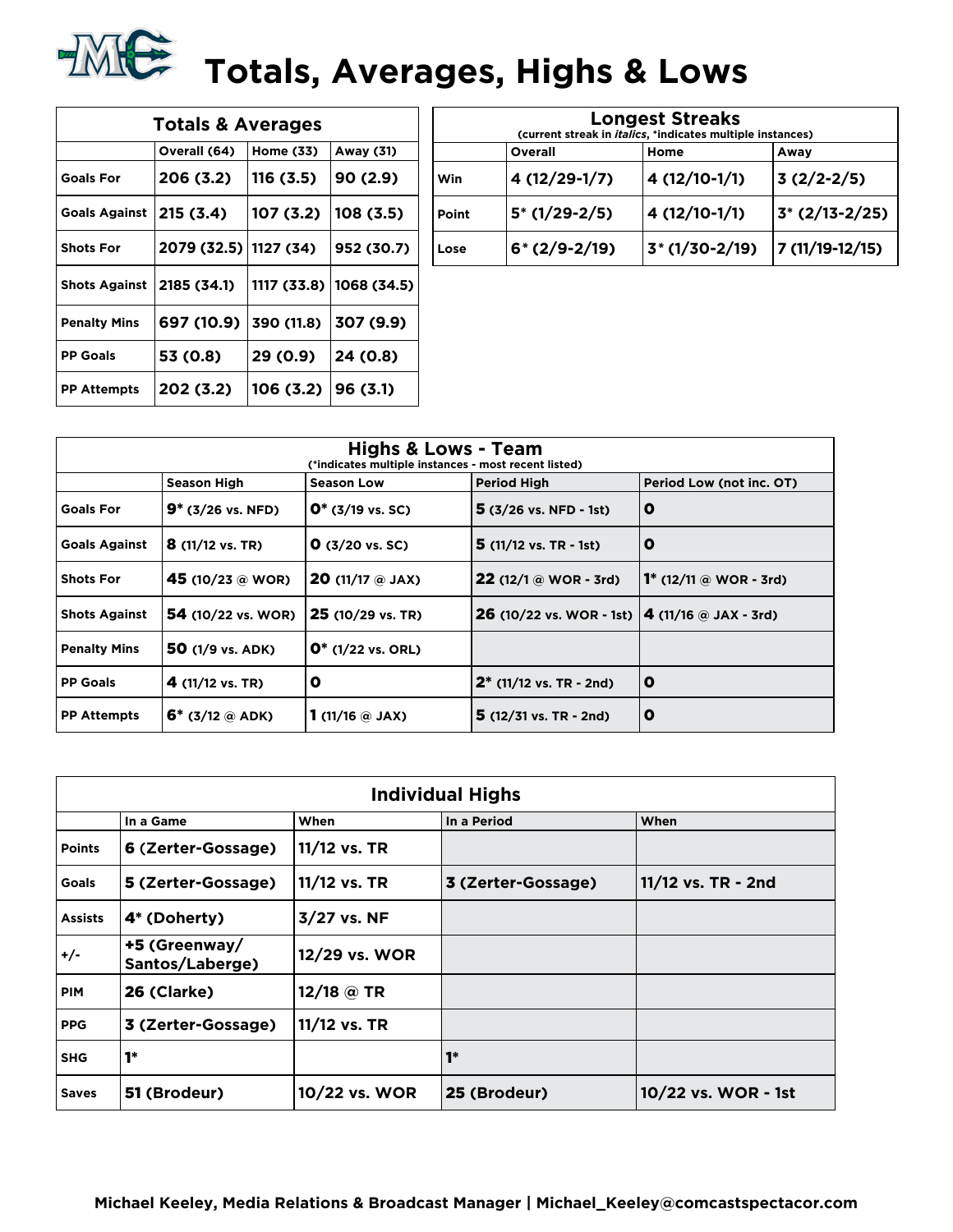# Totals, Averages, Highs & Lows

| Totals & Averages | | | |
|---|---|---|---|
| | Overall (64) | Home (33) | Away (31) |
| Goals For | 206 (3.2) | 116 (3.5) | 90 (2.9) |
| Goals Against | 215 (3.4) | 107 (3.2) | 108 (3.5) |
| Shots For | 2079 (32.5) | 1127 (34) | 952 (30.7) |
| Shots Against | 2185 (34.1) | 1117 (33.8) | 1068 (34.5) |
| Penalty Mins | 697 (10.9) | 390 (11.8) | 307 (9.9) |
| PP Goals | 53 (0.8) | 29 (0.9) | 24 (0.8) |
| PP Attempts | 202 (3.2) | 106 (3.2) | 96 (3.1) |

| Longest Streaks (current streak in *italics*, *indicates multiple instances) | | | |
|---|---|---|---|
| | Overall | Home | Away |
| Win | 4 (12/29-1/7) | 4 (12/10-1/1) | 3 (2/2-2/5) |
| Point | 5* (1/29-2/5) | 4 (12/10-1/1) | 3* (2/13-2/25) |
| Lose | 6* (2/9-2/19) | 3* (1/30-2/19) | 7 (11/19-12/15) |

| Highs & Lows - Team (*indicates multiple instances - most recent listed) | | | | |
|---|---|---|---|---|
| | Season High | Season Low | Period High | Period Low (not inc. OT) |
| Goals For | 9* (3/26 vs. NFD) | 0* (3/19 vs. SC) | 5 (3/26 vs. NFD - 1st) | 0 |
| Goals Against | 8 (11/12 vs. TR) | 0 (3/20 vs. SC) | 5 (11/12 vs. TR - 1st) | 0 |
| Shots For | 45 (10/23 @ WOR) | 20 (11/17 @ JAX) | 22 (12/1 @ WOR - 3rd) | 1* (12/11 @ WOR - 3rd) |
| Shots Against | 54 (10/22 vs. WOR) | 25 (10/29 vs. TR) | 26 (10/22 vs. WOR - 1st) | 4 (11/16 @ JAX - 3rd) |
| Penalty Mins | 50 (1/9 vs. ADK) | 0* (1/22 vs. ORL) | | |
| PP Goals | 4 (11/12 vs. TR) | 0 | 2* (11/12 vs. TR - 2nd) | 0 |
| PP Attempts | 6* (3/12 @ ADK) | 1 (11/16 @ JAX) | 5 (12/31 vs. TR - 2nd) | 0 |

| Individual Highs | | | | |
|---|---|---|---|---|
| | In a Game | When | In a Period | When |
| Points | 6 (Zerter-Gossage) | 11/12 vs. TR | | |
| Goals | 5 (Zerter-Gossage) | 11/12 vs. TR | 3 (Zerter-Gossage) | 11/12 vs. TR - 2nd |
| Assists | 4* (Doherty) | 3/27 vs. NF | | |
| +/- | +5 (Greenway/ Santos/Laberge) | 12/29 vs. WOR | | |
| PIM | 26 (Clarke) | 12/18 @ TR | | |
| PPG | 3 (Zerter-Gossage) | 11/12 vs. TR | | |
| SHG | 1* | | 1* | |
| Saves | 51 (Brodeur) | 10/22 vs. WOR | 25 (Brodeur) | 10/22 vs. WOR - 1st |

**Michael Keeley, Media Relations & Broadcast Manager | Michael_Keeley@comcastspectacor.com**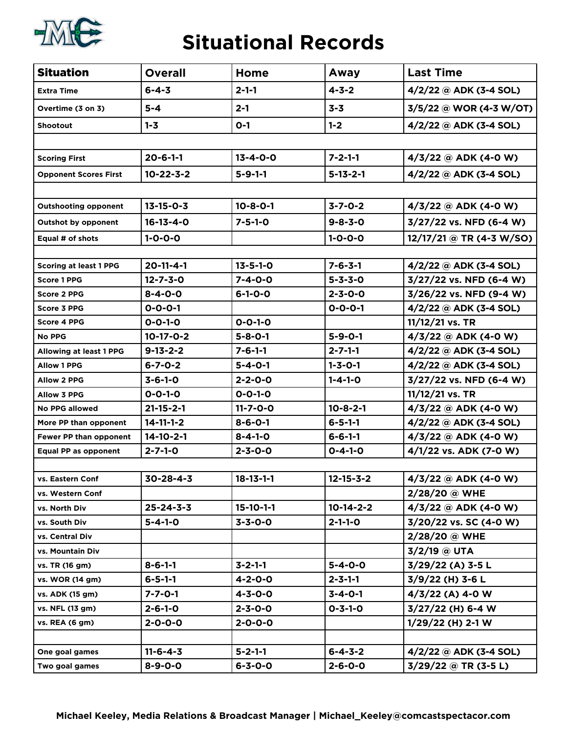# Situational Records

| Situation | Overall | Home | Away | Last Time |
|---|---|---|---|---|
| Extra Time | 6-4-3 | 2-1-1 | 4-3-2 | 4/2/22 @ ADK (3-4 SOL) |
| Overtime (3 on 3) | 5-4 | 2-1 | 3-3 | 3/5/22 @ WOR (4-3 W/OT) |
| Shootout | 1-3 | 0-1 | 1-2 | 4/2/22 @ ADK (3-4 SOL) |
| | | | | |
| Scoring First | 20-6-1-1 | 13-4-0-0 | 7-2-1-1 | 4/3/22 @ ADK (4-0 W) |
| Opponent Scores First | 10-22-3-2 | 5-9-1-1 | 5-13-2-1 | 4/2/22 @ ADK (3-4 SOL) |
| | | | | |
| Outshooting opponent | 13-15-0-3 | 10-8-0-1 | 3-7-0-2 | 4/3/22 @ ADK (4-0 W) |
| Outshot by opponent | 16-13-4-0 | 7-5-1-0 | 9-8-3-0 | 3/27/22 vs. NFD (6-4 W) |
| Equal # of shots | 1-0-0-0 | | 1-0-0-0 | 12/17/21 @ TR (4-3 W/SO) |
| | | | | |
| Scoring at least 1 PPG | 20-11-4-1 | 13-5-1-0 | 7-6-3-1 | 4/2/22 @ ADK (3-4 SOL) |
| Score 1 PPG | 12-7-3-0 | 7-4-0-0 | 5-3-3-0 | 3/27/22 vs. NFD (6-4 W) |
| Score 2 PPG | 8-4-0-0 | 6-1-0-0 | 2-3-0-0 | 3/26/22 vs. NFD (9-4 W) |
| Score 3 PPG | 0-0-0-1 | | 0-0-0-1 | 4/2/22 @ ADK (3-4 SOL) |
| Score 4 PPG | 0-0-1-0 | 0-0-1-0 | | 11/12/21 vs. TR |
| No PPG | 10-17-0-2 | 5-8-0-1 | 5-9-0-1 | 4/3/22 @ ADK (4-0 W) |
| Allowing at least 1 PPG | 9-13-2-2 | 7-6-1-1 | 2-7-1-1 | 4/2/22 @ ADK (3-4 SOL) |
| Allow 1 PPG | 6-7-0-2 | 5-4-0-1 | 1-3-0-1 | 4/2/22 @ ADK (3-4 SOL) |
| Allow 2 PPG | 3-6-1-0 | 2-2-0-0 | 1-4-1-0 | 3/27/22 vs. NFD (6-4 W) |
| Allow 3 PPG | 0-0-1-0 | 0-0-1-0 | | 11/12/21 vs. TR |
| No PPG allowed | 21-15-2-1 | 11-7-0-0 | 10-8-2-1 | 4/3/22 @ ADK (4-0 W) |
| More PP than opponent | 14-11-1-2 | 8-6-0-1 | 6-5-1-1 | 4/2/22 @ ADK (3-4 SOL) |
| Fewer PP than opponent | 14-10-2-1 | 8-4-1-0 | 6-6-1-1 | 4/3/22 @ ADK (4-0 W) |
| Equal PP as opponent | 2-7-1-0 | 2-3-0-0 | 0-4-1-0 | 4/1/22 vs. ADK (7-0 W) |
| | | | | |
| vs. Eastern Conf | 30-28-4-3 | 18-13-1-1 | 12-15-3-2 | 4/3/22 @ ADK (4-0 W) |
| vs. Western Conf | | | | 2/28/20 @ WHE |
| vs. North Div | 25-24-3-3 | 15-10-1-1 | 10-14-2-2 | 4/3/22 @ ADK (4-0 W) |
| vs. South Div | 5-4-1-0 | 3-3-0-0 | 2-1-1-0 | 3/20/22 vs. SC (4-0 W) |
| vs. Central Div | | | | 2/28/20 @ WHE |
| vs. Mountain Div | | | | 3/2/19 @ UTA |
| vs. TR (16 gm) | 8-6-1-1 | 3-2-1-1 | 5-4-0-0 | 3/29/22 (A) 3-5 L |
| vs. WOR (14 gm) | 6-5-1-1 | 4-2-0-0 | 2-3-1-1 | 3/9/22 (H) 3-6 L |
| vs. ADK (15 gm) | 7-7-0-1 | 4-3-0-0 | 3-4-0-1 | 4/3/22 (A) 4-0 W |
| vs. NFL (13 gm) | 2-6-1-0 | 2-3-0-0 | 0-3-1-0 | 3/27/22 (H) 6-4 W |
| vs. REA (6 gm) | 2-0-0-0 | 2-0-0-0 | | 1/29/22 (H) 2-1 W |
| | | | | |
| One goal games | 11-6-4-3 | 5-2-1-1 | 6-4-3-2 | 4/2/22 @ ADK (3-4 SOL) |
| Two goal games | 8-9-0-0 | 6-3-0-0 | 2-6-0-0 | 3/29/22 @ TR (3-5 L) |

**Michael Keeley, Media Relations & Broadcast Manager | Michael_Keeley@comcastspectacor.com**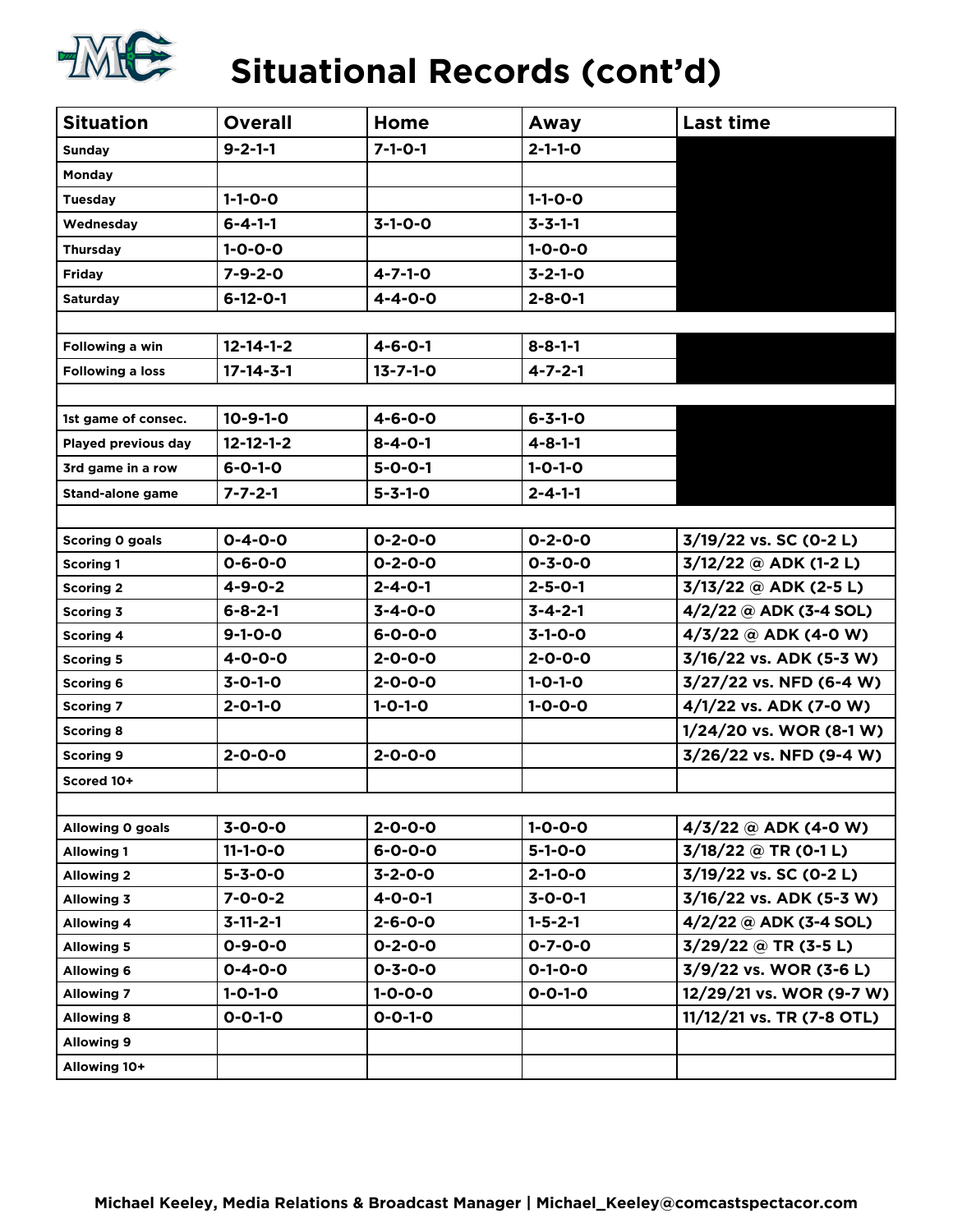# Situational Records (cont'd)

| Situation | Overall | Home | Away | Last time |
|---|---|---|---|---|
| Sunday | 9-2-1-1 | 7-1-0-1 | 2-1-1-0 | |
| Monday | | | | |
| Tuesday | 1-1-0-0 | | 1-1-0-0 | |
| Wednesday | 6-4-1-1 | 3-1-0-0 | 3-3-1-1 | |
| Thursday | 1-0-0-0 | | 1-0-0-0 | |
| Friday | 7-9-2-0 | 4-7-1-0 | 3-2-1-0 | |
| Saturday | 6-12-0-1 | 4-4-0-0 | 2-8-0-1 | |
| | | | | |
| Following a win | 12-14-1-2 | 4-6-0-1 | 8-8-1-1 | |
| Following a loss | 17-14-3-1 | 13-7-1-0 | 4-7-2-1 | |
| | | | | |
| 1st game of consec. | 10-9-1-0 | 4-6-0-0 | 6-3-1-0 | |
| Played previous day | 12-12-1-2 | 8-4-0-1 | 4-8-1-1 | |
| 3rd game in a row | 6-0-1-0 | 5-0-0-1 | 1-0-1-0 | |
| Stand-alone game | 7-7-2-1 | 5-3-1-0 | 2-4-1-1 | |
| | | | | |
| Scoring 0 goals | 0-4-0-0 | 0-2-0-0 | 0-2-0-0 | 3/19/22 vs. SC (0-2 L) |
| Scoring 1 | 0-6-0-0 | 0-2-0-0 | 0-3-0-0 | 3/12/22 @ ADK (1-2 L) |
| Scoring 2 | 4-9-0-2 | 2-4-0-1 | 2-5-0-1 | 3/13/22 @ ADK (2-5 L) |
| Scoring 3 | 6-8-2-1 | 3-4-0-0 | 3-4-2-1 | 4/2/22 @ ADK (3-4 SOL) |
| Scoring 4 | 9-1-0-0 | 6-0-0-0 | 3-1-0-0 | 4/3/22 @ ADK (4-0 W) |
| Scoring 5 | 4-0-0-0 | 2-0-0-0 | 2-0-0-0 | 3/16/22 vs. ADK (5-3 W) |
| Scoring 6 | 3-0-1-0 | 2-0-0-0 | 1-0-1-0 | 3/27/22 vs. NFD (6-4 W) |
| Scoring 7 | 2-0-1-0 | 1-0-1-0 | 1-0-0-0 | 4/1/22 vs. ADK (7-0 W) |
| Scoring 8 | | | | 1/24/20 vs. WOR (8-1 W) |
| Scoring 9 | 2-0-0-0 | 2-0-0-0 | | 3/26/22 vs. NFD (9-4 W) |
| Scored 10+ | | | | |
| | | | | |
| Allowing 0 goals | 3-0-0-0 | 2-0-0-0 | 1-0-0-0 | 4/3/22 @ ADK (4-0 W) |
| Allowing 1 | 11-1-0-0 | 6-0-0-0 | 5-1-0-0 | 3/18/22 @ TR (0-1 L) |
| Allowing 2 | 5-3-0-0 | 3-2-0-0 | 2-1-0-0 | 3/19/22 vs. SC (0-2 L) |
| Allowing 3 | 7-0-0-2 | 4-0-0-1 | 3-0-0-1 | 3/16/22 vs. ADK (5-3 W) |
| Allowing 4 | 3-11-2-1 | 2-6-0-0 | 1-5-2-1 | 4/2/22 @ ADK (3-4 SOL) |
| Allowing 5 | 0-9-0-0 | 0-2-0-0 | 0-7-0-0 | 3/29/22 @ TR (3-5 L) |
| Allowing 6 | 0-4-0-0 | 0-3-0-0 | 0-1-0-0 | 3/9/22 vs. WOR (3-6 L) |
| Allowing 7 | 1-0-1-0 | 1-0-0-0 | 0-0-1-0 | 12/29/21 vs. WOR (9-7 W) |
| Allowing 8 | 0-0-1-0 | 0-0-1-0 | | 11/12/21 vs. TR (7-8 OTL) |
| Allowing 9 | | | | |
| Allowing 10+ | | | | |

Michael Keeley, Media Relations & Broadcast Manager | Michael_Keeley@comcastspectacor.com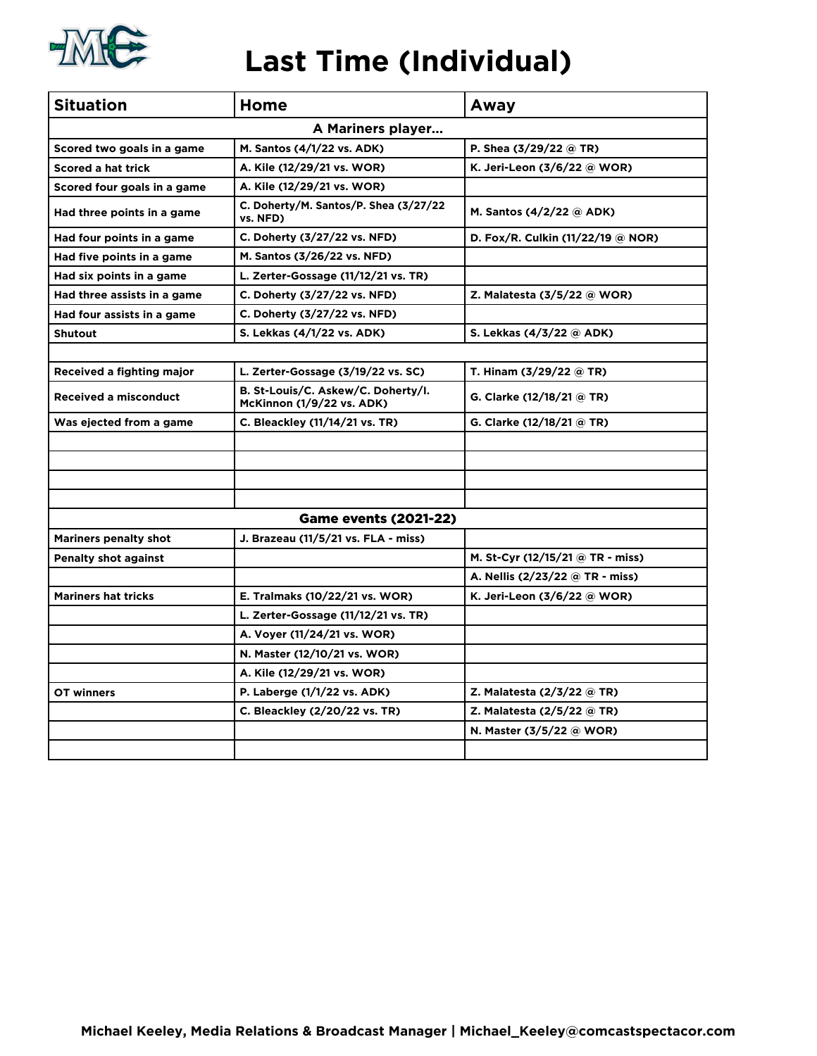# Last Time (Individual)

| Situation | Home | Away |
|---|---|---|
| **A Mariners player…** | | |
| Scored two goals in a game | M. Santos (4/1/22 vs. ADK) | P. Shea (3/29/22 @ TR) |
| Scored a hat trick | A. Kile (12/29/21 vs. WOR) | K. Jeri-Leon (3/6/22 @ WOR) |
| Scored four goals in a game | A. Kile (12/29/21 vs. WOR) | |
| Had three points in a game | C. Doherty/M. Santos/P. Shea (3/27/22 vs. NFD) | M. Santos (4/2/22 @ ADK) |
| Had four points in a game | C. Doherty (3/27/22 vs. NFD) | D. Fox/R. Culkin (11/22/19 @ NOR) |
| Had five points in a game | M. Santos (3/26/22 vs. NFD) | |
| Had six points in a game | L. Zerter-Gossage (11/12/21 vs. TR) | |
| Had three assists in a game | C. Doherty (3/27/22 vs. NFD) | Z. Malatesta (3/5/22 @ WOR) |
| Had four assists in a game | C. Doherty (3/27/22 vs. NFD) | |
| Shutout | S. Lekkas (4/1/22 vs. ADK) | S. Lekkas (4/3/22 @ ADK) |
| | | |
| Received a fighting major | L. Zerter-Gossage (3/19/22 vs. SC) | T. Hinam (3/29/22 @ TR) |
| Received a misconduct | B. St-Louis/C. Askew/C. Doherty/I. McKinnon (1/9/22 vs. ADK) | G. Clarke (12/18/21 @ TR) |
| Was ejected from a game | C. Bleackley (11/14/21 vs. TR) | G. Clarke (12/18/21 @ TR) |
| | | |
| | | |
| | | |
| | | |
| **Game events (2021-22)** | | |
| Mariners penalty shot | J. Brazeau (11/5/21 vs. FLA - miss) | |
| Penalty shot against | | M. St-Cyr (12/15/21 @ TR - miss) |
| | | A. Nellis (2/23/22 @ TR - miss) |
| Mariners hat tricks | E. Tralmaks (10/22/21 vs. WOR) | K. Jeri-Leon (3/6/22 @ WOR) |
| | L. Zerter-Gossage (11/12/21 vs. TR) | |
| | A. Voyer (11/24/21 vs. WOR) | |
| | N. Master (12/10/21 vs. WOR) | |
| | A. Kile (12/29/21 vs. WOR) | |
| OT winners | P. Laberge (1/1/22 vs. ADK) | Z. Malatesta (2/3/22 @ TR) |
| | C. Bleackley (2/20/22 vs. TR) | Z. Malatesta (2/5/22 @ TR) |
| | | N. Master (3/5/22 @ WOR) |
| | | |

Michael Keeley, Media Relations & Broadcast Manager | Michael_Keeley@comcastspectacor.com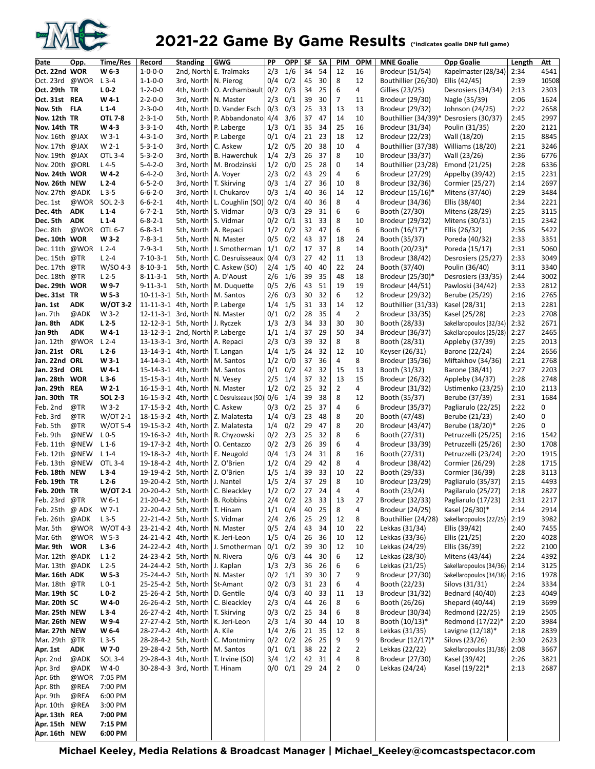# 2021-22 Game By Game Results (*indicates goalie DNP full game)

| Date | Opp. | Time/Res | Record | Standing | GWG | PP | OPP | SF | SA | PIM | OPM | MNE Goalie | Opp Goalie | Length | Att |
|---|---|---|---|---|---|---|---|---|---|---|---|---|---|---|---|
| **Oct. 22nd** | **WOR** | **W 6-3** | 1-0-0-0 | 2nd, North | E. Tralmaks | 2/3 | 1/6 | 34 | 54 | 12 | 16 | Brodeur (51/54) | Kapelmaster (28/34) | 2:34 | 4541 |
| Oct. 23rd | @WOR | L 3-4 | 1-1-0-0 | 3rd, North | N. Pierog | 0/4 | 0/2 | 45 | 30 | 8 | 12 | Bouthillier (26/30) | Ellis (42/45) | 2:39 | 10508 |
| **Oct. 29th** | **TR** | **L 0-2** | 1-2-0-0 | 4th, North | O. Archambault | 0/2 | 0/3 | 34 | 25 | 6 | 4 | Gillies (23/25) | Desrosiers (34/34) | 2:13 | 2303 |
| **Oct. 31st** | **REA** | **W 4-1** | 2-2-0-0 | 3rd, North | N. Master | 2/3 | 0/1 | 39 | 30 | 7 | 11 | Brodeur (29/30) | Nagle (35/39) | 2:06 | 1624 |
| **Nov. 5th** | **FLA** | **L 1-4** | 2-3-0-0 | 4th, North | D. Vander Esch | 0/3 | 0/3 | 25 | 33 | 13 | 13 | Brodeur (29/32) | Johnson (24/25) | 2:22 | 2658 |
| **Nov. 12th** | **TR** | **OTL 7-8** | 2-3-1-0 | 5th, North | P. Abbandonato | 4/4 | 3/6 | 37 | 47 | 14 | 10 | Bouthillier (34/39)* | Desrosiers (30/37) | 2:45 | 2997 |
| **Nov. 14th** | **TR** | **W 4-3** | 3-3-1-0 | 4th, North | P. Laberge | 1/3 | 0/1 | 35 | 34 | 25 | 16 | Brodeur (31/34) | Poulin (31/35) | 2:20 | 2121 |
| Nov. 16th | @JAX | W 3-1 | 4-3-1-0 | 3rd, North | P. Laberge | 0/1 | 0/4 | 21 | 23 | 18 | 12 | Brodeur (22/23) | Wall (18/20) | 2:15 | 8845 |
| Nov. 17th | @JAX | W 2-1 | 5-3-1-0 | 3rd, North | C. Askew | 1/2 | 0/5 | 20 | 38 | 10 | 4 | Bouthillier (37/38) | Williams (18/20) | 2:21 | 3246 |
| Nov. 19th | @JAX | OTL 3-4 | 5-3-2-0 | 3rd, North | B. Hawerchuk | 1/4 | 2/3 | 26 | 37 | 8 | 10 | Brodeur (33/37) | Wall (23/26) | 2:36 | 6776 |
| Nov. 20th | @ORL | L 4-5 | 5-4-2-0 | 3rd, North | M. Brodzinski | 1/2 | 0/0 | 25 | 28 | 0 | 14 | Bouthillier (23/28) | Emond (21/25) | 2:28 | 6336 |
| **Nov. 24th** | **WOR** | **W 4-2** | 6-4-2-0 | 3rd, North | A. Voyer | 2/3 | 0/2 | 43 | 29 | 4 | 6 | Brodeur (27/29) | Appelby (39/42) | 2:15 | 2231 |
| **Nov. 26th** | **NEW** | **L 2-4** | 6-5-2-0 | 3rd, North | T. Skirving | 0/3 | 1/4 | 27 | 36 | 10 | 8 | Brodeur (32/36) | Cormier (25/27) | 2:14 | 2697 |
| Nov. 27th | @ADK | L 3-5 | 6-6-2-0 | 3rd, North | I. Chukarov | 0/3 | 1/4 | 40 | 36 | 14 | 12 | Brodeur (15/16)* | Mitens (37/40) | 2:29 | 3484 |
| Dec. 1st | @WOR | SOL 2-3 | 6-6-2-1 | 4th, North | L. Coughlin (SO) | 0/2 | 0/4 | 40 | 36 | 8 | 4 | Brodeur (34/36) | Ellis (38/40) | 2:34 | 2221 |
| **Dec. 4th** | **ADK** | **L 1-4** | 6-7-2-1 | 5th, North | S. Vidmar | 0/3 | 0/3 | 29 | 31 | 6 | 6 | Booth (27/30) | Mitens (28/29) | 2:25 | 3115 |
| **Dec. 5th** | **ADK** | **L 1-4** | 6-8-2-1 | 5th, North | S. Vidmar | 0/2 | 0/1 | 31 | 33 | 8 | 10 | Brodeur (29/32) | Mitens (30/31) | 2:15 | 2342 |
| Dec. 8th | @WOR | OTL 6-7 | 6-8-3-1 | 5th, North | A. Repaci | 1/2 | 0/2 | 32 | 47 | 6 | 6 | Booth (16/17)* | Ellis (26/32) | 2:36 | 5422 |
| **Dec. 10th** | **WOR** | **W 3-2** | 7-8-3-1 | 5th, North | N. Master | 0/5 | 0/2 | 43 | 37 | 18 | 24 | Booth (35/37) | Poreda (40/32) | 2:33 | 3351 |
| Dec. 11th | @WOR | L 2-4 | 7-9-3-1 | 5th, North | J. Smotherman | 1/1 | 0/2 | 17 | 37 | 8 | 14 | Booth (20/23)* | Poreda (15/17) | 2:31 | 5060 |
| Dec. 15th | @TR | L 2-4 | 7-10-3-1 | 5th, North | C. Desruisseaux | 0/4 | 0/3 | 27 | 42 | 11 | 13 | Brodeur (38/42) | Desrosiers (25/27) | 2:33 | 3049 |
| Dec. 17th | @TR | W/SO 4-3 | 8-10-3-1 | 5th, North | C. Askew (SO) | 2/4 | 1/5 | 40 | 40 | 22 | 24 | Booth (37/40) | Poulin (36/40) | 3:11 | 3340 |
| Dec. 18th | @TR | L 2-5 | 8-11-3-1 | 5th, North | A. D'Aoust | 2/6 | 1/6 | 39 | 35 | 48 | 18 | Brodeur (25/30)* | Desrosiers (33/35) | 2:44 | 3002 |
| **Dec. 29th** | **WOR** | **W 9-7** | 9-11-3-1 | 5th, North | M. Duquette | 0/5 | 2/6 | 43 | 51 | 19 | 19 | Brodeur (44/51) | Pawloski (34/42) | 2:33 | 2812 |
| **Dec. 31st** | **TR** | **W 5-3** | 10-11-3-1 | 5th, North | M. Santos | 2/6 | 0/3 | 30 | 32 | 6 | 12 | Brodeur (29/32) | Berube (25/29) | 2:16 | 2765 |
| **Jan. 1st** | **ADK** | **W/OT 3-2** | 11-11-3-1 | 4th, North | P. Laberge | 1/4 | 1/5 | 31 | 33 | 14 | 12 | Bouthillier (31/33) | Kasel (28/31) | 2:13 | 2281 |
| Jan. 7th | @ADK | W 3-2 | 12-11-3-1 | 3rd, North | N. Master | 0/1 | 0/2 | 28 | 35 | 4 | 2 | Brodeur (33/35) | Kasel (25/28) | 2:23 | 2708 |
| **Jan. 8th** | **ADK** | **L 2-5** | 12-12-3-1 | 5th, North | J. Ryczek | 1/3 | 2/3 | 34 | 33 | 30 | 30 | Booth (28/33) | Sakellaropoulos (32/34) | 2:32 | 2671 |
| **Jan 9th** | **ADK** | **W 4-1** | 13-12-3-1 | 2nd, North | P. Laberge | 1/1 | 1/4 | 37 | 29 | 50 | 34 | Brodeur (36/37) | Sakellaropoulos (25/28) | 2:27 | 2465 |
| Jan. 12th | @WOR | L 2-4 | 13-13-3-1 | 3rd, North | A. Repaci | 2/3 | 0/3 | 39 | 32 | 8 | 8 | Booth (28/31) | Appleby (37/39) | 2:25 | 2013 |
| **Jan. 21st** | **ORL** | **L 2-6** | 13-14-3-1 | 4th, North | T. Langan | 1/4 | 1/5 | 24 | 32 | 12 | 10 | Keyser (26/31) | Barone (22/24) | 2:24 | 2656 |
| **Jan. 22nd** | **ORL** | **W 3-1** | 14-14-3-1 | 4th, North | M. Santos | 1/2 | 0/0 | 37 | 36 | 4 | 8 | Brodeur (35/36) | Miftakhov (34/36) | 2:21 | 2768 |
| **Jan. 23rd** | **ORL** | **W 4-1** | 15-14-3-1 | 4th, North | M. Santos | 0/1 | 0/2 | 42 | 32 | 15 | 13 | Booth (31/32) | Barone (38/41) | 2:27 | 2203 |
| **Jan. 28th** | **WOR** | **L 3-6** | 15-15-3-1 | 4th, North | N. Vesey | 2/5 | 1/4 | 37 | 32 | 13 | 15 | Brodeur (26/32) | Appleby (34/37) | 2:28 | 2748 |
| **Jan. 29th** | **REA** | **W 2-1** | 16-15-3-1 | 4th, North | N. Master | 1/2 | 0/2 | 25 | 32 | 2 | 4 | Brodeur (31/32) | Ustimenko (23/25) | 2:10 | 2113 |
| **Jan. 30th** | **TR** | **SOL 2-3** | 16-15-3-2 | 4th, North | C. Desruisseaux (SO) | 0/6 | 1/4 | 39 | 38 | 8 | 12 | Booth (35/37) | Berube (37/39) | 2:31 | 1684 |
| Feb. 2nd | @TR | W 3-2 | 17-15-3-2 | 4th, North | C. Askew | 0/3 | 0/2 | 25 | 37 | 4 | 6 | Brodeur (35/37) | Pagliarulo (22/25) | 2:22 | 0 |
| Feb. 3rd | @TR | W/OT 2-1 | 18-15-3-2 | 4th, North | Z. Malatesta | 1/4 | 0/3 | 23 | 48 | 8 | 20 | Booth (47/48) | Berube (21/23) | 2:40 | 0 |
| Feb. 5th | @TR | W/OT 5-4 | 19-15-3-2 | 4th, North | Z. Malatesta | 1/4 | 0/2 | 29 | 47 | 8 | 20 | Brodeur (43/47) | Berube (18/20)* | 2:26 | 0 |
| Feb. 9th | @NEW | L 0-5 | 19-16-3-2 | 4th, North | R. Chyzowski | 0/2 | 2/3 | 25 | 32 | 8 | 6 | Booth (27/31) | Petruzzelli (25/25) | 2:16 | 1542 |
| Feb. 11th | @NEW | L 1-6 | 19-17-3-2 | 4th, North | O. Centazzo | 0/2 | 2/3 | 26 | 39 | 6 | 4 | Brodeur (33/39) | Petruzzelli (25/26) | 2:30 | 1708 |
| Feb. 12th | @NEW | L 1-4 | 19-18-3-2 | 4th, North | E. Neugold | 0/4 | 1/3 | 24 | 31 | 8 | 16 | Booth (27/31) | Petruzzelli (23/24) | 2:20 | 1915 |
| Feb. 13th | @NEW | OTL 3-4 | 19-18-4-2 | 4th, North | Z. O'Brien | 1/2 | 0/4 | 29 | 42 | 8 | 4 | Brodeur (38/42) | Cormier (26/29) | 2:28 | 1715 |
| **Feb. 18th** | **NEW** | **L 3-4** | 19-19-4-2 | 5th, North | Z. O'Brien | 1/5 | 1/4 | 39 | 33 | 10 | 22 | Booth (29/33) | Cormier (36/39) | 2:28 | 3113 |
| **Feb. 19th** | **TR** | **L 2-6** | 19-20-4-2 | 5th, North | J. Nantel | 1/5 | 2/4 | 37 | 29 | 8 | 10 | Brodeur (23/29) | Pagliarulo (35/37) | 2:15 | 4493 |
| **Feb. 20th** | **TR** | **W/OT 2-1** | 20-20-4-2 | 5th, North | C. Bleackley | 1/2 | 0/2 | 27 | 24 | 4 | 4 | Booth (23/24) | Pagilarulo (25/27) | 2:18 | 2827 |
| Feb. 23rd | @TR | W 6-1 | 21-20-4-2 | 5th, North | B. Robbins | 2/4 | 0/2 | 23 | 33 | 13 | 27 | Brodeur (32/33) | Pagliarulo (17/23) | 2:31 | 2217 |
| Feb. 25th | @ ADK | W 7-1 | 22-20-4-2 | 5th, North | T. Hinam | 1/1 | 0/4 | 40 | 25 | 8 | 4 | Brodeur (24/25) | Kasel (26/30)* | 2:14 | 2914 |
| Feb. 26th | @ADK | L 3-5 | 22-21-4-2 | 5th, North | S. Vidmar | 2/4 | 2/6 | 25 | 29 | 12 | 8 | Bouthillier (24/28) | Sakellaropoulos (22/25) | 2:19 | 3982 |
| Mar. 5th | @WOR | W/OT 4-3 | 23-21-4-2 | 4th, North | N. Master | 0/5 | 2/4 | 43 | 34 | 10 | 22 | Lekkas (31/34) | Ellis (39/42) | 2:40 | 7455 |
| Mar. 6th | @WOR | W 5-3 | 24-21-4-2 | 4th, North | K. Jeri-Leon | 1/5 | 0/4 | 26 | 36 | 10 | 12 | Lekkas (33/36) | Ellis (21/25) | 2:20 | 4028 |
| **Mar. 9th** | **WOR** | **L 3-6** | 24-22-4-2 | 4th, North | J. Smotherman | 0/1 | 0/2 | 39 | 30 | 12 | 10 | Lekkas (24/29) | Ellis (36/39) | 2:22 | 2100 |
| Mar. 12th | @ADK | L 1-2 | 24-23-4-2 | 5th, North | N. Rivera | 0/6 | 0/3 | 44 | 30 | 6 | 12 | Lekkas (28/30) | Mitens (43/44) | 2:24 | 4392 |
| Mar. 13th | @ADK | L 2-5 | 24-24-4-2 | 5th, North | J. Kaplan | 1/3 | 2/3 | 36 | 26 | 6 | 6 | Lekkas (21/25) | Sakellaropoulos (34/36) | 2:14 | 3125 |
| **Mar. 16th** | **ADK** | **W 5-3** | 25-24-4-2 | 5th, North | N. Master | 0/2 | 1/1 | 39 | 30 | 7 | 9 | Brodeur (27/30) | Sakellaropoulos (34/38) | 2:16 | 1978 |
| Mar. 18th | @TR | L 0-1 | 25-25-4-2 | 5th, North | St-Amant | 0/2 | 0/3 | 31 | 23 | 6 | 4 | Booth (22/23) | Silovs (31/31) | 2:24 | 3334 |
| **Mar. 19th** | **SC** | **L 0-2** | 25-26-4-2 | 5th, North | D. Gentile | 0/4 | 0/3 | 40 | 33 | 11 | 13 | Brodeur (31/32) | Bednard (40/40) | 2:23 | 4049 |
| **Mar. 20th** | **SC** | **W 4-0** | 26-26-4-2 | 5th, North | C. Bleackley | 2/3 | 0/4 | 44 | 26 | 8 | 6 | Booth (26/26) | Shepard (40/44) | 2:19 | 3699 |
| **Mar. 25th** | **NEW** | **L 3-4** | 26-27-4-2 | 4th, North | T. Skirving | 0/3 | 0/2 | 25 | 34 | 6 | 8 | Brodeur (30/34) | Redmond (22/25) | 2:19 | 2505 |
| **Mar. 26th** | **NEW** | **W 9-4** | 27-27-4-2 | 5th, North | K. Jeri-Leon | 2/3 | 1/4 | 30 | 44 | 10 | 8 | Booth (10/13)* | Redmond (17/22)* | 2:20 | 3984 |
| **Mar. 27th** | **NEW** | **W 6-4** | 28-27-4-2 | 4th, North | A. Kile | 1/4 | 2/6 | 21 | 35 | 12 | 8 | Lekkas (31/35) | Lavigne (12/18)* | 2:18 | 2839 |
| Mar. 29th | @TR | L 3-5 | 28-28-4-2 | 5th, North | C. Montminy | 0/2 | 0/2 | 26 | 25 | 9 | 9 | Brodeur (12/17)* | Silovs (23/26) | 2:30 | 2623 |
| **Apr. 1st** | **ADK** | **W 7-0** | 29-28-4-2 | 5th, North | M. Santos | 0/1 | 0/1 | 38 | 22 | 2 | 2 | Lekkas (22/22) | Sakellaropoulos (31/38) | 2:08 | 3667 |
| Apr. 2nd | @ADK | SOL 3-4 | 29-28-4-3 | 4th, North | T. Irvine (SO) | 3/4 | 1/2 | 42 | 31 | 4 | 8 | Brodeur (27/30) | Kasel (39/42) | 2:26 | 3821 |
| Apr. 3rd | @ADK | W 4-0 | 30-28-4-3 | 3rd, North | T. Hinam | 0/0 | 0/1 | 29 | 24 | 2 | 0 | Lekkas (24/24) | Kasel (19/22)* | 2:13 | 2687 |
| Apr. 6th | @WOR | 7:05 PM | | | | | | | | | | | | | |
| Apr. 8th | @REA | 7:00 PM | | | | | | | | | | | | | |
| Apr. 9th | @REA | 6:00 PM | | | | | | | | | | | | | |
| Apr. 10th | @REA | 3:00 PM | | | | | | | | | | | | | |
| **Apr. 13th** | **REA** | **7:00 PM** | | | | | | | | | | | | | |
| **Apr. 15th** | **NEW** | **7:15 PM** | | | | | | | | | | | | | |
| **Apr. 16th** | **NEW** | **6:00 PM** | | | | | | | | | | | | | |

**Michael Keeley, Media Relations & Broadcast Manager | Michael_Keeley@comcastspectacor.com**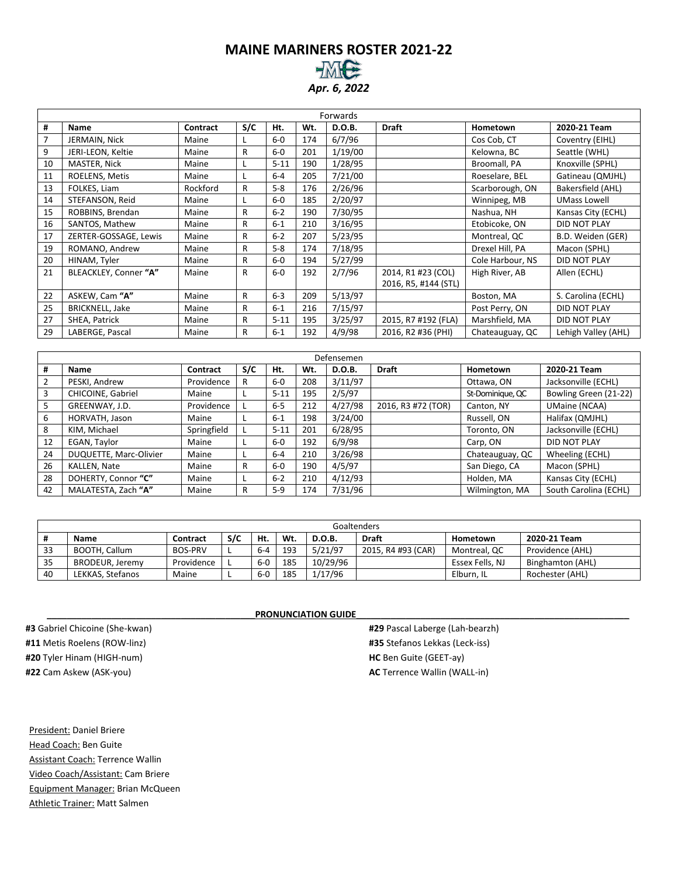# MAINE MARINERS ROSTER 2021-22

***Apr. 6, 2022***

| Forwards | | | | | | | | | |
|---|---|---|---|---|---|---|---|---|---|
| # | Name | Contract | S/C | Ht. | Wt. | D.O.B. | Draft | Hometown | 2020-21 Team |
| 7 | JERMAIN, Nick | Maine | L | 6-0 | 174 | 6/7/96 | | Cos Cob, CT | Coventry (EIHL) |
| 9 | JERI-LEON, Keltie | Maine | R | 6-0 | 201 | 1/19/00 | | Kelowna, BC | Seattle (WHL) |
| 10 | MASTER, Nick | Maine | L | 5-11 | 190 | 1/28/95 | | Broomall, PA | Knoxville (SPHL) |
| 11 | ROELENS, Metis | Maine | L | 6-4 | 205 | 7/21/00 | | Roeselare, BEL | Gatineau (QMJHL) |
| 13 | FOLKES, Liam | Rockford | R | 5-8 | 176 | 2/26/96 | | Scarborough, ON | Bakersfield (AHL) |
| 14 | STEFANSON, Reid | Maine | L | 6-0 | 185 | 2/20/97 | | Winnipeg, MB | UMass Lowell |
| 15 | ROBBINS, Brendan | Maine | R | 6-2 | 190 | 7/30/95 | | Nashua, NH | Kansas City (ECHL) |
| 16 | SANTOS, Mathew | Maine | R | 6-1 | 210 | 3/16/95 | | Etobicoke, ON | DID NOT PLAY |
| 17 | ZERTER-GOSSAGE, Lewis | Maine | R | 6-2 | 207 | 5/23/95 | | Montreal, QC | B.D. Weiden (GER) |
| 19 | ROMANO, Andrew | Maine | R | 5-8 | 174 | 7/18/95 | | Drexel Hill, PA | Macon (SPHL) |
| 20 | HINAM, Tyler | Maine | R | 6-0 | 194 | 5/27/99 | | Cole Harbour, NS | DID NOT PLAY |
| 21 | BLEACKLEY, Conner **"A"** | Maine | R | 6-0 | 192 | 2/7/96 | 2014, R1 #23 (COL) 2016, R5, #144 (STL) | High River, AB | Allen (ECHL) |
| 22 | ASKEW, Cam **"A"** | Maine | R | 6-3 | 209 | 5/13/97 | | Boston, MA | S. Carolina (ECHL) |
| 25 | BRICKNELL, Jake | Maine | R | 6-1 | 216 | 7/15/97 | | Post Perry, ON | DID NOT PLAY |
| 27 | SHEA, Patrick | Maine | R | 5-11 | 195 | 3/25/97 | 2015, R7 #192 (FLA) | Marshfield, MA | DID NOT PLAY |
| 29 | LABERGE, Pascal | Maine | R | 6-1 | 192 | 4/9/98 | 2016, R2 #36 (PHI) | Chateauguay, QC | Lehigh Valley (AHL) |

| Defensemen | | | | | | | | | |
|---|---|---|---|---|---|---|---|---|---|
| # | Name | Contract | S/C | Ht. | Wt. | D.O.B. | Draft | Hometown | 2020-21 Team |
| 2 | PESKI, Andrew | Providence | R | 6-0 | 208 | 3/11/97 | | Ottawa, ON | Jacksonville (ECHL) |
| 3 | CHICOINE, Gabriel | Maine | L | 5-11 | 195 | 2/5/97 | | St-Dominique, QC | Bowling Green (21-22) |
| 5 | GREENWAY, J.D. | Providence | L | 6-5 | 212 | 4/27/98 | 2016, R3 #72 (TOR) | Canton, NY | UMaine (NCAA) |
| 6 | HORVATH, Jason | Maine | L | 6-1 | 198 | 3/24/00 | | Russell, ON | Halifax (QMJHL) |
| 8 | KIM, Michael | Springfield | L | 5-11 | 201 | 6/28/95 | | Toronto, ON | Jacksonville (ECHL) |
| 12 | EGAN, Taylor | Maine | L | 6-0 | 192 | 6/9/98 | | Carp, ON | DID NOT PLAY |
| 24 | DUQUETTE, Marc-Olivier | Maine | L | 6-4 | 210 | 3/26/98 | | Chateauguay, QC | Wheeling (ECHL) |
| 26 | KALLEN, Nate | Maine | R | 6-0 | 190 | 4/5/97 | | San Diego, CA | Macon (SPHL) |
| 28 | DOHERTY, Connor **"C"** | Maine | L | 6-2 | 210 | 4/12/93 | | Holden, MA | Kansas City (ECHL) |
| 42 | MALATESTA, Zach **"A"** | Maine | R | 5-9 | 174 | 7/31/96 | | Wilmington, MA | South Carolina (ECHL) |

| Goaltenders | | | | | | | | | |
|---|---|---|---|---|---|---|---|---|---|
| # | Name | Contract | S/C | Ht. | Wt. | D.O.B. | Draft | Hometown | 2020-21 Team |
| 33 | BOOTH, Callum | BOS-PRV | L | 6-4 | 193 | 5/21/97 | 2015, R4 #93 (CAR) | Montreal, QC | Providence (AHL) |
| 35 | BRODEUR, Jeremy | Providence | L | 6-0 | 185 | 10/29/96 | | Essex Fells, NJ | Binghamton (AHL) |
| 40 | LEKKAS, Stefanos | Maine | L | 6-0 | 185 | 1/17/96 | | Elburn, IL | Rochester (AHL) |

**PRONUNCIATION GUIDE**

**#3** Gabriel Chicoine (She-kwan)
**#11** Metis Roelens (ROW-linz)
**#20** Tyler Hinam (HIGH-num)
**#22** Cam Askew (ASK-you)
**#29** Pascal Laberge (Lah-bearzh)
**#35** Stefanos Lekkas (Leck-iss)
**HC** Ben Guite (GEET-ay)
**AC** Terrence Wallin (WALL-in)

President: Daniel Briere
Head Coach: Ben Guite
Assistant Coach: Terrence Wallin
Video Coach/Assistant: Cam Briere
Equipment Manager: Brian McQueen
Athletic Trainer: Matt Salmen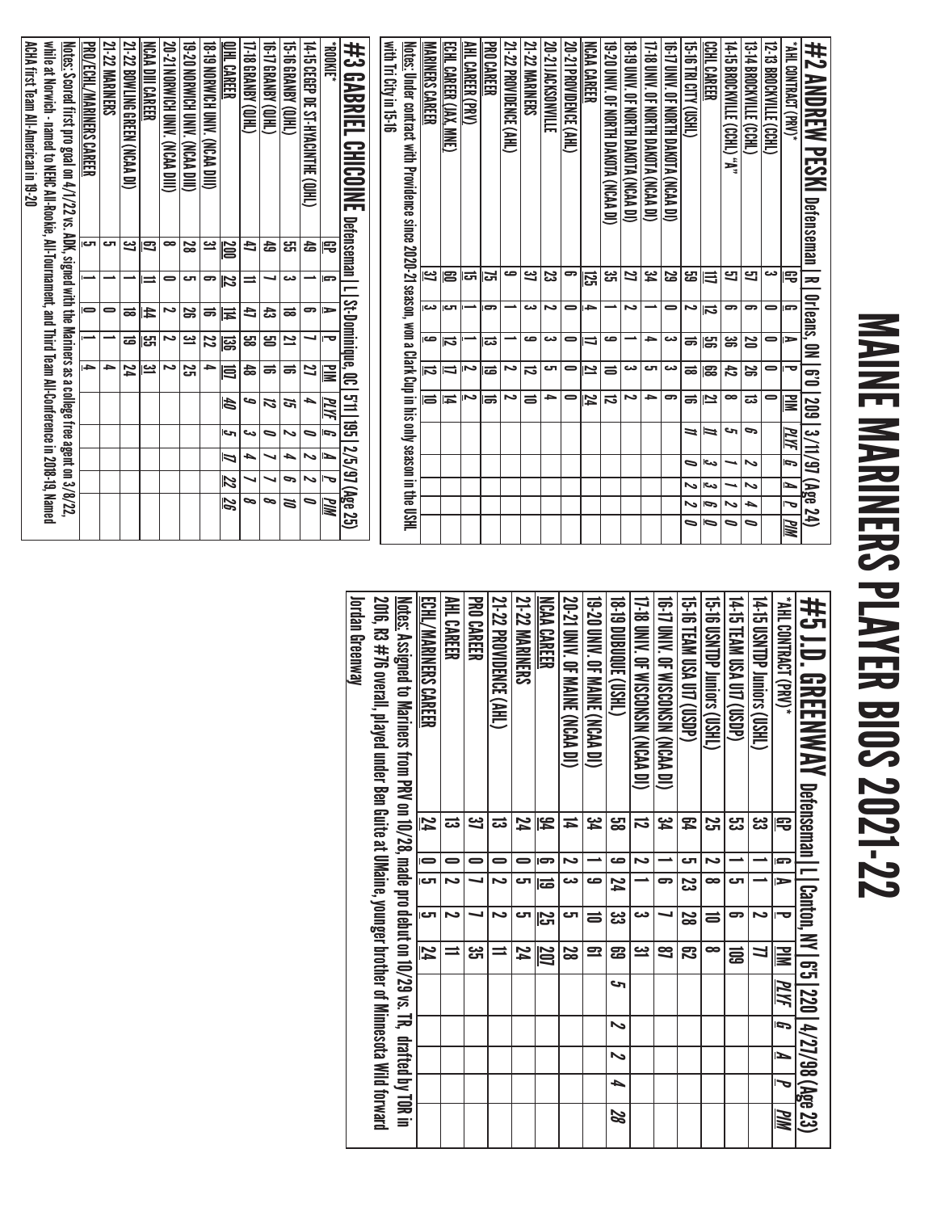# MAINE MARINERS PLAYER BIOS 2021-22

## #2 ANDREW PESKI Defenseman | R | Orleans, ON | 6'0 | 209 | 3/11/97 (Age 24)

| *AHL CONTRACT (PRV)* | GP | G | A | P | PIM | PLYF | G | A | P | PIM |
|---|---|---|---|---|---|---|---|---|---|---|
| 12-13 BROCKVILLE (CCHL) | 3 | 0 | 0 | 0 | 0 | | | | | |
| 13-14 BROCKVILLE (CCHL) | 57 | 6 | 20 | 26 | 13 | 6 | 2 | 2 | 4 | 0 |
| 14-15 BROCKVILLE (CCHL) "A" | 57 | 6 | 36 | 42 | 8 | 5 | 1 | 1 | 2 | 0 |
| CCHL CAREER | 117 | 12 | 56 | 68 | 21 | 11 | 3 | 3 | 6 | 0 |
| 15-16 TRI CITY (USHL) | 59 | 2 | 16 | 18 | 16 | 11 | 0 | 2 | 2 | 0 |
| 16-17 UNIV. OF NORTH DAKOTA (NCAA DI) | 29 | 0 | 3 | 3 | 6 | | | | | |
| 17-18 UNIV. OF NORTH DAKOTA (NCAA DI) | 34 | 1 | 4 | 5 | 4 | | | | | |
| 18-19 UNIV. OF NORTH DAKOTA (NCAA DI) | 27 | 2 | 1 | 3 | 2 | | | | | |
| 19-20 UNIV. OF NORTH DAKOTA (NCAA DI) | 35 | 1 | 9 | 10 | 12 | | | | | |
| NCAA CAREER | 125 | 4 | 17 | 21 | 24 | | | | | |
| 20-21 PROVIDENCE (AHL) | 6 | 0 | 0 | 0 | 0 | | | | | |
| 20-21 JACKSONVILLE | 23 | 2 | 3 | 5 | 4 | | | | | |
| 21-22 MARINERS | 37 | 3 | 9 | 12 | 10 | | | | | |
| 21-22 PROVIDENCE (AHL) | 9 | 1 | 1 | 2 | 2 | | | | | |
| PRO CAREER | 75 | 6 | 13 | 19 | 16 | | | | | |
| AHL CAREER (PRV) | 15 | 1 | 1 | 2 | 2 | | | | | |
| ECHL CAREER (JAX, MNE) | 60 | 5 | 12 | 17 | 14 | | | | | |
| MARINERS CAREER | 37 | 3 | 9 | 12 | 10 | | | | | |

Notes: Under contract with Providence since 2020-21 season, won a Clark Cup in his only season in the USHL with Tri City in 15-16

## #3 GABRIEL CHICOINE Defenseman | L | St-Dominique, QC | 5'11 | 195 | 2/5/97 (Age 25)

| *ROOKIE* | GP | G | A | P | PIM | PLYF | G | A | P | PIM |
|---|---|---|---|---|---|---|---|---|---|---|
| 14-15 CEGEP DE ST-HYACINTHE (QJHL) | 49 | 1 | 6 | 7 | 27 | 4 | 0 | 2 | 2 | 0 |
| 15-16 GRANBY (QJHL) | 55 | 3 | 18 | 21 | 16 | 15 | 2 | 4 | 6 | 10 |
| 16-17 GRANBY (QJHL) | 49 | 7 | 43 | 50 | 16 | 12 | 0 | 7 | 7 | 8 |
| 17-18 GRANBY (QJHL) | 47 | 11 | 47 | 58 | 48 | 9 | 3 | 4 | 7 | 8 |
| QJHL CAREER | 200 | 22 | 114 | 136 | 107 | 40 | 5 | 17 | 22 | 26 |
| 18-19 NORWICH UNIV. (NCAA DIII) | 31 | 6 | 16 | 22 | 4 | | | | | |
| 19-20 NORWICH UNIV. (NCAA DIII) | 28 | 5 | 26 | 31 | 25 | | | | | |
| 20-21 NORWICH UNIV. (NCAA DIII) | 8 | 0 | 2 | 2 | 2 | | | | | |
| NCAA DIII CAREER | 67 | 11 | 44 | 55 | 31 | | | | | |
| 21-22 BOWLING GREEN (NCAA DI) | 37 | 1 | 18 | 19 | 24 | | | | | |
| 21-22 MARINERS | 5 | 1 | 0 | 1 | 4 | | | | | |
| PRO/ECHL/MARINERS CAREER | 5 | 1 | 0 | 1 | 4 | | | | | |

Notes: Scored first pro goal on 4/1/22 vs. ADK, signed with the Mariners as a college free agent on 3/8/22, while at Norwich - named to NEHC All-Rookie, All-Tournament, and Third Team All-Conference in 2018-19, Named ACHA first Team All-American in 19-20

## #5 J.D. GREENWAY Defenseman | L | Canton, NY | 6'5 | 220 | 4/27/98 (Age 23)

| *AHL CONTRACT (PRV)* | GP | G | A | P | PIM | PLYF | G | A | P | PIM |
|---|---|---|---|---|---|---|---|---|---|---|
| 14-15 USNTDP Juniors (USHL) | 33 | 1 | 1 | 2 | 77 | | | | | |
| 14-15 TEAM USA U17 (USDP) | 53 | 1 | 5 | 6 | 109 | | | | | |
| 15-16 USNTDP Juniors (USHL) | 25 | 2 | 8 | 10 | 8 | | | | | |
| 15-16 TEAM USA U17 (USDP) | 64 | 5 | 23 | 28 | 62 | | | | | |
| 16-17 UNIV. OF WISCONSIN (NCAA DI) | 34 | 1 | 6 | 7 | 87 | | | | | |
| 17-18 UNIV. OF WISCONSIN (NCAA DI) | 12 | 2 | 1 | 3 | 31 | | | | | |
| 18-19 DUBUQUE (USHL) | 58 | 9 | 24 | 33 | 69 | 5 | 2 | 2 | 4 | 28 |
| 19-20 UNIV. OF MAINE (NCAA DI) | 34 | 1 | 9 | 10 | 61 | | | | | |
| 20-21 UNIV. OF MAINE (NCAA DI) | 14 | 2 | 3 | 5 | 28 | | | | | |
| NCAA CAREER | 94 | 6 | 19 | 25 | 207 | | | | | |
| 21-22 MARINERS | 24 | 0 | 5 | 5 | 24 | | | | | |
| 21-22 PROVIDENCE (AHL) | 13 | 0 | 2 | 2 | 11 | | | | | |
| PRO CAREER | 37 | 0 | 7 | 7 | 35 | | | | | |
| AHL CAREER | 13 | 0 | 2 | 2 | 11 | | | | | |
| ECHL/MARINERS CAREER | 24 | 0 | 5 | 5 | 24 | | | | | |

Notes: Assigned to Mariners from PRV on 10/28, made pro debut on 10/29 vs. TR, drafted by TOR in 2016, R3 #76 overall, played under Ben Guite at UMaine, younger brother of Minnesota Wild forward Jordan Greenway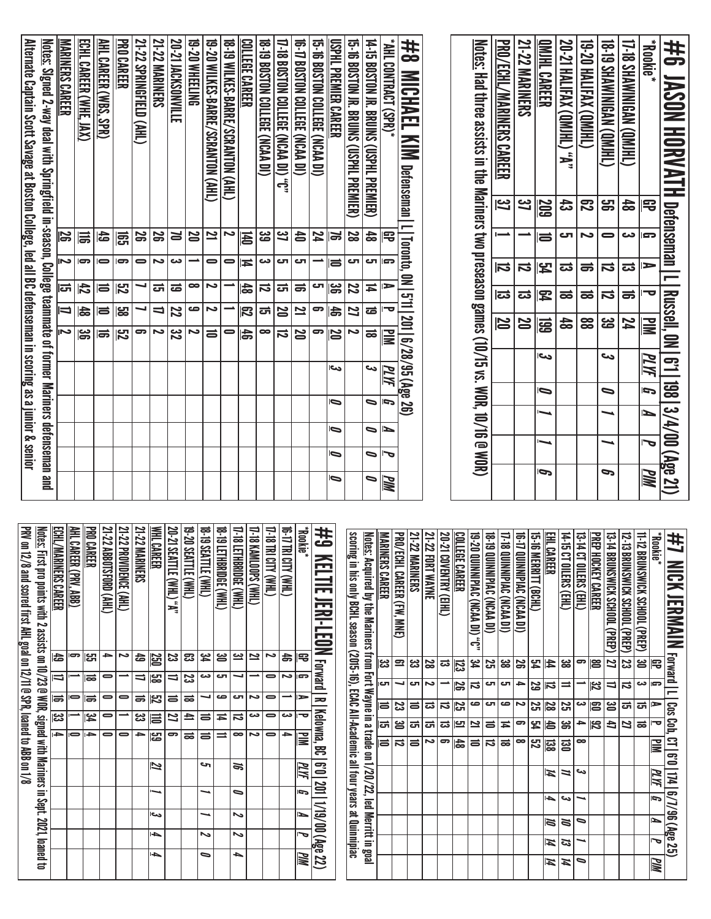# #6 JASON HORVATH Defenseman | L | Russell, ON | 6'1 | 198 | 3/4/00 (Age 21)

| *Rookie* | GP | G | A | P | PIM | PLYF | G | A | P | PIM |
|---|---|---|---|---|---|---|---|---|---|---|
| 17-18 SHAWINIGAN (QMJHL) | 48 | 3 | 13 | 16 | 24 | | | | | |
| 18-19 SHAWINIGAN (QMJHL) | 56 | 0 | 12 | 12 | 39 | 3 | 0 | 1 | 1 | 6 |
| 19-20 HALIFAX (QMJHL) | 62 | 2 | 16 | 18 | 88 | | | | | |
| 20-21 HALIFAX (QMJHL) "A" | 43 | 5 | 13 | 18 | 48 | | | | | |
| QMJHL CAREER | 209 | 10 | 54 | 64 | 199 | 3 | 0 | 1 | 1 | 6 |
| 21-22 MARINERS | 37 | 1 | 12 | 13 | 20 | | | | | |
| PRO/ECHL/MARINERS CAREER | 37 | 1 | 12 | 13 | 20 | | | | | |

Notes: Had three assists in the Mariners two preseason games (10/15 vs. WOR, 10/16 @ WOR)

# #8 MICHAEL KIM Defenseman | L | Toronto, ON | 5'11 | 201 | 6/28/95 (Age 26)

| *AHL CONTRACT (SPR)* | GP | G | A | P | PIM | PLYF | G | A | P | PIM |
|---|---|---|---|---|---|---|---|---|---|---|
| 14-15 BOSTON JR. BRUINS (USPHL PREMIER) | 48 | 5 | 14 | 19 | 18 | 3 | 0 | 0 | 0 | 0 |
| 15-16 BOSTON JR. BRUINS (USPHL PREMIER) | 28 | 5 | 22 | 27 | 2 | | | | | |
| USPHL PREMIER CAREER | 76 | 10 | 36 | 46 | 20 | 3 | 0 | 0 | 0 | 0 |
| 15-16 BOSTON COLLEGE (NCAA DI) | 24 | 1 | 5 | 6 | 6 | | | | | |
| 16-17 BOSTON COLLEGE (NCAA DI) | 40 | 5 | 16 | 21 | 20 | | | | | |
| 17-18 BOSTON COLLEGE (NCAA DI) "C" | 37 | 5 | 15 | 20 | 12 | | | | | |
| 18-19 BOSTON COLLEGE (NCAA DI) | 39 | 3 | 12 | 15 | 8 | | | | | |
| COLLEGE CAREER | 140 | 14 | 48 | 62 | 46 | | | | | |
| 18-19 WILKES-BARRE/SCRANTON (AHL) | 2 | 0 | 1 | 1 | 0 | | | | | |
| 19-20 WILKES-BARRE/SCRANTON (AHL) | 21 | 0 | 2 | 2 | 10 | | | | | |
| 19-20 WHEELING | 20 | 1 | 8 | 9 | 2 | | | | | |
| 20-21 JACKSONVILLE | 70 | 3 | 19 | 22 | 32 | | | | | |
| 21-22 MARINERS | 26 | 2 | 15 | 17 | 2 | | | | | |
| 21-22 SPRINGFIELD (AHL) | 26 | 0 | 7 | 7 | 6 | | | | | |
| PRO CAREER | 165 | 6 | 52 | 58 | 52 | | | | | |
| AHL CAREER (WBS, SPR) | 49 | 0 | 10 | 10 | 16 | | | | | |
| ECHL CAREER (WHE, JAX) | 116 | 6 | 42 | 48 | 36 | | | | | |
| MARINERS CAREER | 26 | 2 | 15 | 17 | 2 | | | | | |

Notes: Signed 2-way deal with Springfield in-season, College teammate of former Mariners defenseman and Alternate Captain Scott Savage at Boston College, led all BC defenseman in scoring as a junior & senior

# #7 NICK JERMAIN Forward | L | Cos Cob, CT | 6'0 | 174 | 6/7/96 (Age 25)

| *Rookie* | GP | G | A | P | PIM | PLYF | G | A | P | PIM |
|---|---|---|---|---|---|---|---|---|---|---|
| 11-12 BRUNSWICK SCHOOL (PREP) | 30 | 3 | 15 | 18 | | | | | | |
| 12-13 BRUNSWICK SCHOOL (PREP) | 23 | 12 | 15 | 27 | | | | | | |
| 13-14 BRUNSWICK SCHOOL (PREP) | 27 | 17 | 30 | 47 | | | | | | |
| PREP HOCKEY CAREER | 80 | 32 | 60 | 92 | | | | | | |
| 13-14 CT OILERS (EHL) | 6 | 1 | 3 | 4 | 8 | 3 | 1 | 0 | 1 | 0 |
| 14-15 CT OILERS (EHL) | 38 | 11 | 25 | 36 | 130 | 11 | 3 | 10 | 13 | 14 |
| EHL CAREER | 44 | 12 | 28 | 40 | 138 | 14 | 4 | 10 | 14 | 14 |
| 15-16 MERRITT (BCHL) | 54 | 29 | 25 | 54 | 52 | | | | | |
| 16-17 QUINNIPIAC (NCAA DI) | 26 | 4 | 2 | 6 | 8 | | | | | |
| 17-18 QUINNIPIAC (NCAA DI) | 38 | 5 | 9 | 14 | 18 | | | | | |
| 18-19 QUINNIPIAC (NCAA DI) | 25 | 5 | 5 | 10 | 12 | | | | | |
| 19-20 QUINNIPIAC (NCAA DI) "C" | 34 | 12 | 9 | 21 | 10 | | | | | |
| COLLEGE CAREER | 123 | 26 | 25 | 51 | 48 | | | | | |
| 20-21 COVENTRY (EIHL) | 13 | 1 | 12 | 13 | 6 | | | | | |
| 21-22 FORT WAYNE | 28 | 2 | 13 | 15 | 2 | | | | | |
| 21-22 MARINERS | 33 | 5 | 10 | 15 | 10 | | | | | |
| PRO/ECHL CAREER (FW, MNE) | 61 | 7 | 23 | 30 | 12 | | | | | |
| MARINERS CAREER | 33 | 5 | 10 | 15 | 10 | | | | | |

Notes: Acquired by the Mariners from Fort Wayne in a trade on 1/20/22, led Merritt in goal scoring in his only BCHL season (2015-16), ECAC All-Academic all four years at Quinnipiac

# #9 KELTIE JERI-LEON Forward | R | Kelowna, BC | 6'0 | 201 | 1/19/00 (Age 22)

| *Rookie* | GP | G | A | P | PIM | PLYF | G | A | P | PIM |
|---|---|---|---|---|---|---|---|---|---|---|
| 16-17 TRI CITY (WHL) | 46 | 2 | 1 | 3 | 4 | | | | | |
| 17-18 TRI CITY (WHL) | 2 | 0 | 0 | 0 | 0 | | | | | |
| 17-18 KAMLOOPS (WHL) | 21 | 1 | 2 | 3 | 2 | | | | | |
| 17-18 LETHBRIDGE (WHL) | 31 | 7 | 5 | 12 | 8 | 16 | 0 | 2 | 2 | 4 |
| 18-19 LETHBRIDGE (WHL) | 30 | 5 | 9 | 14 | 11 | | | | | |
| 18-19 SEATTLE (WHL) | 34 | 3 | 7 | 10 | 10 | 5 | 1 | 1 | 2 | 0 |
| 19-20 SEATTLE (WHL) | 63 | 23 | 18 | 41 | 18 | | | | | |
| 20-21 SEATTLE (WHL) "A" | 23 | 17 | 10 | 27 | 6 | | | | | |
| WHL CAREER | 250 | 58 | 52 | 110 | 59 | 21 | 1 | 3 | 4 | 4 |
| 21-22 MARINERS | 49 | 17 | 16 | 33 | 4 | | | | | |
| 21-22 PROVIDENCE (AHL) | 2 | 1 | 0 | 1 | 0 | | | | | |
| 21-22 ABBOTSFORD (AHL) | 4 | 0 | 0 | 0 | 0 | | | | | |
| PRO CAREER | 55 | 18 | 16 | 34 | 4 | | | | | |
| AHL CAREER (PRV, ABB) | 6 | 1 | 0 | 1 | 0 | | | | | |
| ECHL/MARINERS CAREER | 49 | 17 | 16 | 33 | 4 | | | | | |

Notes: First pro points with 2 assists on 10/23 @ WOR, signed with Mariners in Sept. 2021, loaned to PRV on 12/8 and scored first AHL goal on 12/11 @ SPR, loaned to ABB on 1/8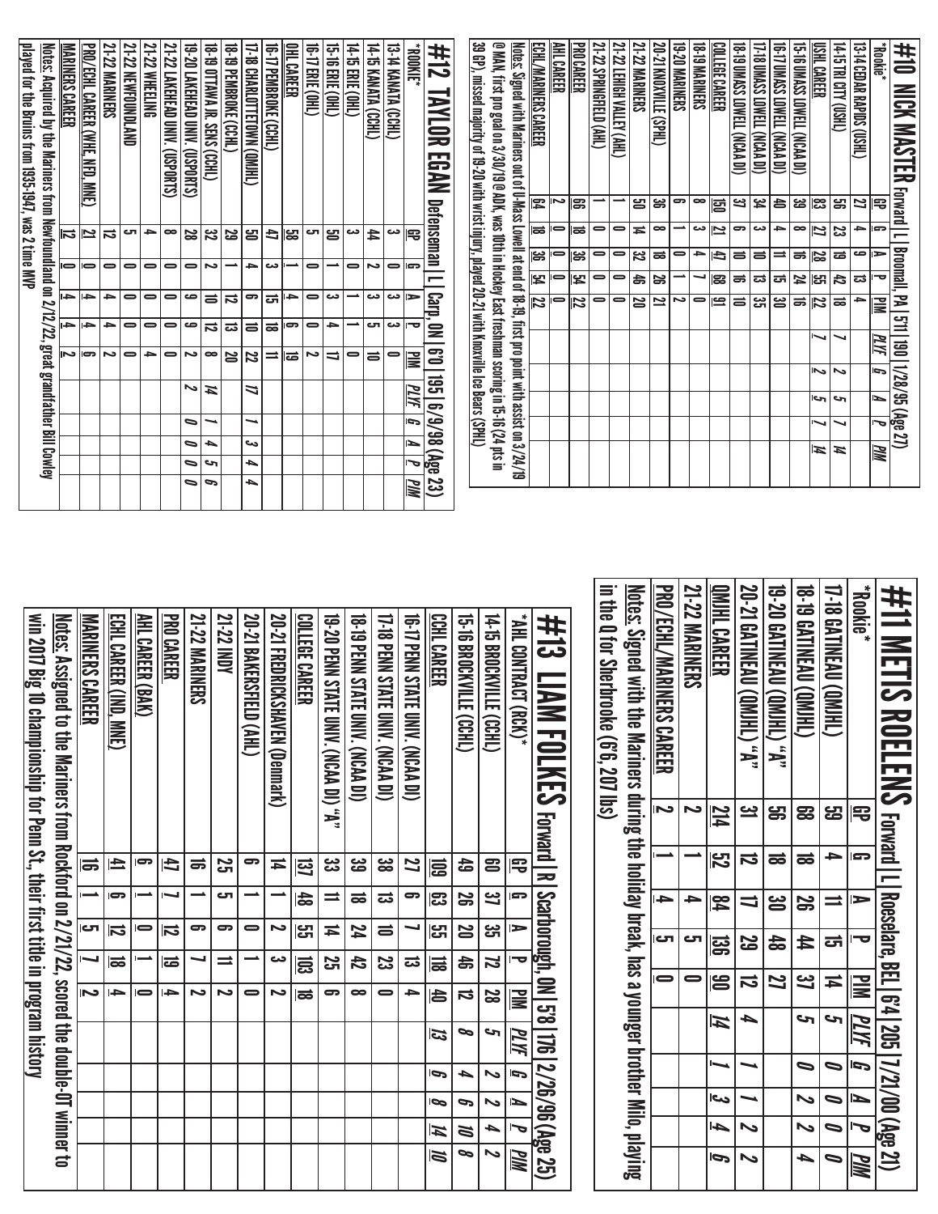# #10 NICK MASTER Forward | L | Broomall, PA | 5'11 | 190 | 1/28/95 (Age 27)

| *Rookie* | GP | G | A | P | PIM | PLYF | G | A | P | PIM |
|---|---|---|---|---|---|---|---|---|---|---|
| 13-14 CEDAR RAPIDS (USHL) | 27 | 4 | 9 | 13 | 4 | | | | | |
| 14-15 TRI CITY (USHL) | 56 | 23 | 19 | 42 | 18 | 7 | 2 | 5 | 7 | 14 |
| USHL CAREER | 83 | 27 | 28 | 55 | 22 | 7 | 2 | 5 | 7 | 14 |
| 15-16 UMASS LOWELL (NCAA DI) | 39 | 8 | 16 | 24 | 16 | | | | | |
| 16-17 UMASS LOWELL (NCAA DI) | 40 | 4 | 11 | 15 | 30 | | | | | |
| 17-18 UMASS LOWELL (NCAA DI) | 34 | 3 | 10 | 13 | 35 | | | | | |
| 18-19 UMASS LOWELL (NCAA DI) | 37 | 6 | 10 | 16 | 10 | | | | | |
| COLLEGE CAREER | 150 | 21 | 47 | 68 | 91 | | | | | |
| 18-19 MARINERS | 8 | 3 | 4 | 7 | 0 | | | | | |
| 19-20 MARINERS | 6 | 1 | 0 | 1 | 2 | | | | | |
| 20-21 KNOXVILLE (SPHL) | 36 | 8 | 18 | 26 | 21 | | | | | |
| 21-22 MARINERS | 50 | 14 | 32 | 46 | 20 | | | | | |
| 21-22 LEHIGH VALLEY (AHL) | 1 | 0 | 0 | 0 | 0 | | | | | |
| 21-22 SPRINGFIELD (AHL) | 1 | 0 | 0 | 0 | 0 | | | | | |
| PRO CAREER | 66 | 18 | 36 | 54 | 22 | | | | | |
| AHL CAREER | 2 | 0 | 0 | 0 | 0 | | | | | |
| ECHL/MARINERS CAREER | 64 | 18 | 36 | 54 | 22 | | | | | |

Notes: Signed with Mariners out of U-Mass Lowell at end of 18-19, first pro point with assist on 3/24/19 @ MAN, first pro goal on 3/30/19 @ ADK, was 10th in Hockey East freshman scoring in 15-16 (24 pts in 39 GP), missed majority of 19-20 with wrist injury, played 20-21 with Knoxville Ice Bears (SPHL)

# #11 METIS ROELENS Forward | L | Roeselare, BEL | 6'4 | 205 | 7/21/00 (Age 21)

| *Rookie* | GP | G | A | P | PIM | PLYF | G | A | P | PIM |
|---|---|---|---|---|---|---|---|---|---|---|
| 17-18 GATINEAU (QMJHL) | 59 | 4 | 11 | 15 | 14 | 5 | 0 | 0 | 0 | 0 |
| 18-19 GATINEAU (QMJHL) | 68 | 18 | 26 | 44 | 37 | 5 | 0 | 2 | 2 | 4 |
| 19-20 GATINEAU (QMJHL) "A" | 56 | 18 | 30 | 48 | 27 | | | | | |
| 20-21 GATINEAU (QMJHL) "A" | 31 | 12 | 17 | 29 | 12 | 4 | 1 | 1 | 2 | 2 |
| QMJHL CAREER | 214 | 52 | 84 | 136 | 90 | 14 | 1 | 3 | 4 | 6 |
| 21-22 MARINERS | 2 | 1 | 4 | 5 | 0 | | | | | |
| PRO/ECHL/MARINERS CAREER | 2 | 1 | 4 | 5 | 0 | | | | | |

Notes: Signed with the Mariners during the holiday break, has a younger brother Milo, playing in the Q for Sherbrooke (6'6, 207 lbs)

# #12 TAYLOR EGAN Defenseman | L | Carp, ON | 6'0 | 195 | 6/9/98 (Age 23)

| *ROOKIE* | GP | G | A | P | PIM | PLYF | G | A | P | PIM |
|---|---|---|---|---|---|---|---|---|---|---|
| 13-14 KANATA (CCHL) | 3 | 0 | 3 | 3 | 0 | | | | | |
| 14-15 KANATA (CCHL) | 44 | 2 | 3 | 5 | 10 | | | | | |
| 14-15 ERIE (OHL) | 3 | 0 | 1 | 1 | 0 | | | | | |
| 15-16 ERIE (OHL) | 50 | 1 | 3 | 4 | 17 | | | | | |
| 16-17 ERIE (OHL) | 5 | 0 | 0 | 0 | 2 | | | | | |
| OHL CAREER | 58 | 1 | 4 | 5 | 19 | | | | | |
| 16-17 PEMBROKE (CCHL) | 47 | 3 | 15 | 18 | 11 | | | | | |
| 17-18 CHARLOTTETOWN (QMJHL) | 50 | 4 | 6 | 10 | 22 | 17 | 1 | 3 | 4 | 4 |
| 18-19 PEMBROKE (CCHL) | 29 | 1 | 12 | 13 | 20 | | | | | |
| 18-19 OTTAWA JR. SENS (CCHL) | 32 | 2 | 10 | 12 | 8 | 14 | 1 | 4 | 5 | 6 |
| 19-20 LAKEHEAD UNIV. (USPORTS) | 28 | 0 | 9 | 9 | 2 | 2 | 0 | 0 | 0 | 0 |
| 21-22 LAKEHEAD UNIV. (USPORTS) | 8 | 0 | 0 | 0 | 0 | | | | | |
| 21-22 WHEELING | 4 | 0 | 0 | 0 | 4 | | | | | |
| 21-22 NEWFOUNDLAND | 5 | 0 | 0 | 0 | 0 | | | | | |
| 21-22 MARINERS | 12 | 0 | 4 | 4 | 2 | | | | | |
| PRO/ECHL CAREER (WHE, NFD, MNE) | 21 | 0 | 4 | 4 | 6 | | | | | |
| MARINERS CAREER | 12 | 0 | 4 | 4 | 2 | | | | | |

Notes: Acquired by the Mariners from Newfoundland on 2/12/22, great grandfather Bill Cowley played for the Bruins from 1935-1947, was 2 time MVP

# #13 LIAM FOLKES Forward | R | Scarborough, ON | 5'8 | 176 | 2/26/96 (Age 25)

| *AHL CONTRACT (RCK)* | GP | G | A | P | PIM | PLYF | G | A | P | PIM |
|---|---|---|---|---|---|---|---|---|---|---|
| 14-15 BROCKVILLE (CCHL) | 60 | 37 | 35 | 72 | 28 | 5 | 2 | 2 | 4 | 2 |
| 15-16 BROCKVILLE (CCHL) | 49 | 26 | 20 | 46 | 12 | 8 | 4 | 6 | 10 | 8 |
| CCHL CAREER | 109 | 63 | 55 | 118 | 40 | 13 | 6 | 8 | 14 | 10 |
| 16-17 PENN STATE UNIV. (NCAA DI) | 27 | 6 | 7 | 13 | 4 | | | | | |
| 17-18 PENN STATE UNIV. (NCAA DI) | 38 | 13 | 10 | 23 | 0 | | | | | |
| 18-19 PENN STATE UNIV. (NCAA DI) | 39 | 18 | 24 | 42 | 8 | | | | | |
| 19-20 PENN STATE UNIV. (NCAA DI) "A" | 33 | 11 | 14 | 25 | 6 | | | | | |
| COLLEGE CAREER | 137 | 48 | 55 | 103 | 18 | | | | | |
| 20-21 FREDRICKSHAVEN (Denmark) | 14 | 1 | 2 | 3 | 2 | | | | | |
| 20-21 BAKERSFIELD (AHL) | 6 | 1 | 0 | 1 | 0 | | | | | |
| 21-22 INDY | 25 | 5 | 6 | 11 | 2 | | | | | |
| 21-22 MARINERS | 16 | 1 | 6 | 7 | 2 | | | | | |
| PRO CAREER | 47 | 7 | 12 | 19 | 4 | | | | | |
| AHL CAREER (BAK) | 6 | 1 | 0 | 1 | 0 | | | | | |
| ECHL CAREER (IND, MNE) | 41 | 6 | 12 | 18 | 4 | | | | | |
| MARINERS CAREER | 16 | 1 | 6 | 7 | 2 | | | | | |

Notes: Assigned to the Mariners from Rockford on 2/21/22, scored the double-OT winner to win 2017 Big 10 championship for Penn St., their first title in program history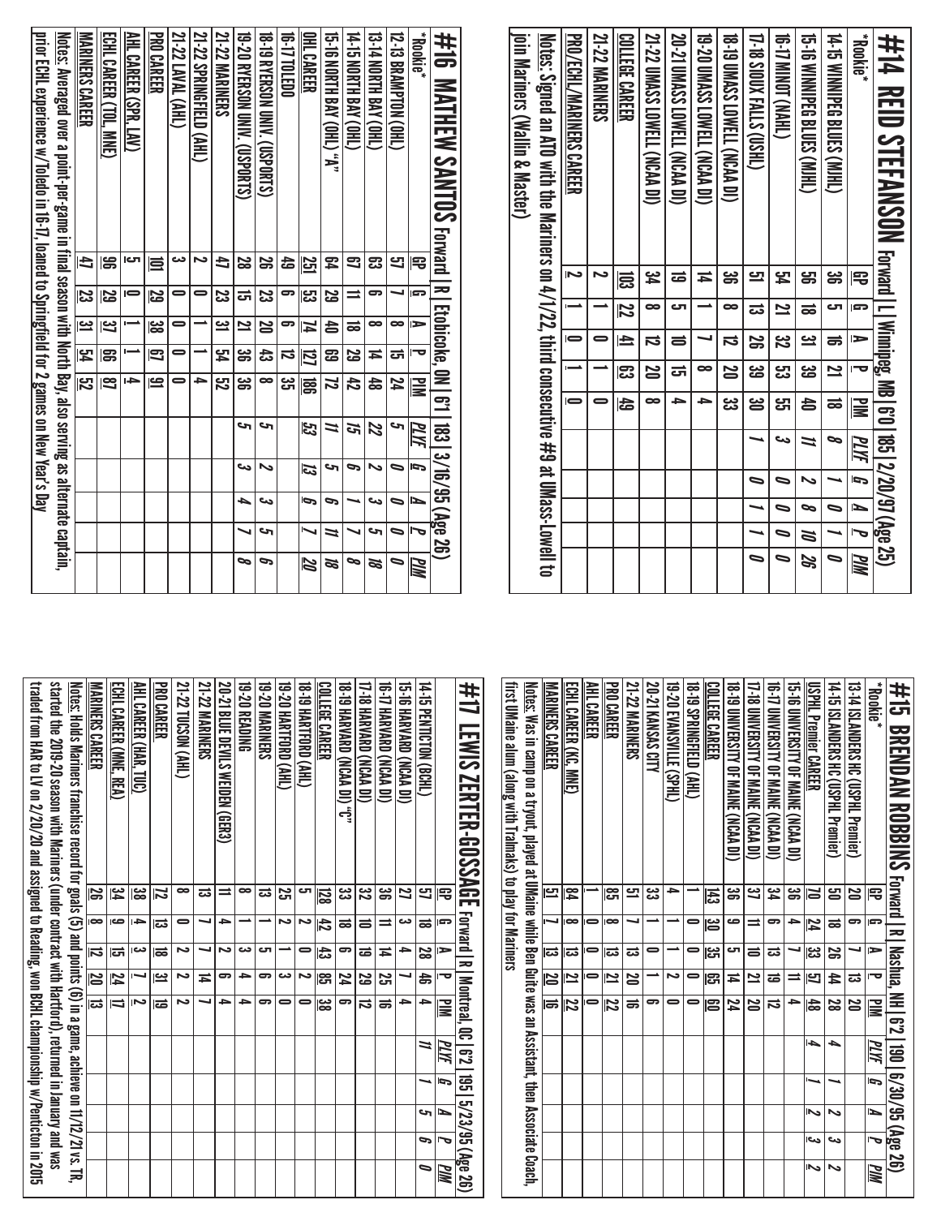# #14 REID STEFANSON Forward | L | Winnipeg, MB | 6'0 | 185 | 2/20/97 (Age 25)

| *Rookie* | GP | G | A | P | PIM | *PLYF* | *G* | *A* | *P* | *PIM* |
|---|---|---|---|---|---|---|---|---|---|---|
| 14-15 WINNIPEG BLUES (MJHL) | 36 | 5 | 16 | 21 | 18 | *8* | *1* | *0* | *1* | *0* |
| 15-16 WINNIPEG BLUES (MJHL) | 56 | 18 | 31 | 39 | 40 | *11* | *2* | *8* | *10* | *26* |
| 16-17 MINOT (NAHL) | 54 | 21 | 32 | 53 | 55 | *3* | *0* | *0* | *0* | *0* |
| 17-18 SIOUX FALLS (USHL) | 51 | 13 | 26 | 39 | 30 | *1* | *0* | *1* | *1* | *0* |
| 18-19 UMASS LOWELL (NCAA DI) | 36 | 8 | 12 | 20 | 33 | | | | | |
| 19-20 UMASS LOWELL (NCAA DI) | 14 | 1 | 7 | 8 | 4 | | | | | |
| 20-21 UMASS LOWELL (NCAA DI) | 19 | 5 | 10 | 15 | 4 | | | | | |
| 21-22 UMASS LOWELL (NCAA DI) | 34 | 8 | 12 | 20 | 8 | | | | | |
| COLLEGE CAREER | 103 | 22 | 41 | 63 | 49 | | | | | |
| 21-22 MARINERS | 2 | 1 | 0 | 1 | 0 | | | | | |
| PRO/ECHL/MARINERS CAREER | 2 | 1 | 0 | 1 | 0 | | | | | |

Notes: Signed an ATO with the Mariners on 4/1/22, third consecutive #9 at UMass-Lowell to join Mariners (Wallin & Master)

# #15 BRENDAN ROBBINS Forward | R | Nashua, NH | 6'2 | 190 | 6/30/95 (Age 26)

| *Rookie* | GP | G | A | P | PIM | *PLYF* | *G* | *A* | *P* | *PIM* |
|---|---|---|---|---|---|---|---|---|---|---|
| 13-14 ISLANDERS HC (USPHL Premier) | 20 | 6 | 7 | 13 | 20 | | | | | |
| 14-15 ISLANDERS HC (USPHL Premier) | 50 | 18 | 26 | 44 | 28 | *4* | *1* | *2* | *3* | *2* |
| USPHL Premier CAREER | 70 | 24 | 33 | 57 | 48 | *4* | *1* | *2* | *3* | *2* |
| 15-16 UNIVERSITY OF MAINE (NCAA DI) | 36 | 4 | 7 | 11 | 4 | | | | | |
| 16-17 UNIVERSITY OF MAINE (NCAA DI) | 34 | 6 | 13 | 19 | 12 | | | | | |
| 17-18 UNIVERSITY OF MAINE (NCAA DI) | 37 | 11 | 10 | 21 | 20 | | | | | |
| 18-19 UNIVERSITY OF MAINE (NCAA DI) | 36 | 9 | 5 | 14 | 24 | | | | | |
| COLLEGE CAREER | 143 | 30 | 35 | 65 | 60 | | | | | |
| 18-19 SPRINGFIELD (AHL) | 1 | 0 | 0 | 0 | 0 | | | | | |
| 19-20 EVANSVILLE (SPHL) | 4 | 1 | 1 | 2 | 0 | | | | | |
| 20-21 KANSAS CITY | 33 | 1 | 0 | 1 | 6 | | | | | |
| 21-22 MARINERS | 51 | 7 | 13 | 20 | 16 | | | | | |
| PRO CAREER | 85 | 8 | 13 | 21 | 22 | | | | | |
| AHL CAREER | 1 | 0 | 0 | 0 | 0 | | | | | |
| ECHL CAREER (KC, MNE) | 84 | 8 | 13 | 21 | 22 | | | | | |
| MARINERS CAREER | 51 | 7 | 13 | 20 | 16 | | | | | |

Notes: Was in camp on a tryout, played at UMaine while Ben Guite was an Assistant, then Associate Coach, first UMaine alum (along with Tralmaks) to play for Mariners

# #16 MATHEW SANTOS Forward | R | Etobicoke, ON | 6'1 | 183 | 3/16/95 (Age 26)

| *Rookie* | GP | G | A | P | PIM | *PLYF* | *G* | *A* | *P* | *PIM* |
|---|---|---|---|---|---|---|---|---|---|---|
| 12-13 BRAMPTON (OHL) | 57 | 7 | 8 | 15 | 24 | *5* | *0* | *0* | *0* | *0* |
| 13-14 NORTH BAY (OHL) | 63 | 6 | 8 | 14 | 48 | *22* | *2* | *3* | *5* | *18* |
| 14-15 NORTH BAY (OHL) | 67 | 11 | 18 | 29 | 42 | *15* | *6* | *1* | *7* | *8* |
| 15-16 NORTH BAY (OHL) "A" | 64 | 29 | 40 | 69 | 72 | *11* | *5* | *6* | *11* | *18* |
| OHL CAREER | 251 | 53 | 74 | 127 | 186 | *53* | *13* | *6* | *7* | *20* |
| 16-17 TOLEDO | 49 | 6 | 6 | 12 | 35 | | | | | |
| 18-19 RYERSON UNIV. (USPORTS) | 26 | 23 | 20 | 43 | 8 | *5* | *2* | *3* | *5* | *6* |
| 19-20 RYERSON UNIV. (USPORTS) | 28 | 15 | 21 | 36 | 36 | *5* | *3* | *4* | *7* | *8* |
| 21-22 MARINERS | 47 | 23 | 31 | 54 | 52 | | | | | |
| 21-22 SPRINGFIELD (AHL) | 2 | 0 | 1 | 1 | 4 | | | | | |
| 21-22 LAVAL (AHL) | 3 | 0 | 0 | 0 | 0 | | | | | |
| PRO CAREER | 101 | 29 | 38 | 67 | 91 | | | | | |
| AHL CAREER (SPR, LAV) | 5 | 0 | 1 | 1 | 4 | | | | | |
| ECHL CAREER (TOL, MNE) | 96 | 29 | 37 | 66 | 87 | | | | | |
| MARINERS CAREER | 47 | 23 | 31 | 54 | 52 | | | | | |

Notes: Averaged over a point-per-game in final season with North Bay, also serving as alternate captain, prior ECHL experience w/Toledo in 16-17, loaned to Springfield for 2 games on New Year's Day

# #17 LEWIS ZERTER-GOSSAGE Forward | R | Montreal, QC | 6'2 | 195 | 5/23/95 (Age 26)

| | GP | G | A | P | PIM | *PLYF* | *G* | *A* | *P* | *PIM* |
|---|---|---|---|---|---|---|---|---|---|---|
| 14-15 PENTICTON (BCHL) | 57 | 18 | 28 | 46 | 4 | *11* | *1* | *5* | *6* | *0* |
| 15-16 HARVARD (NCAA DI) | 27 | 3 | 4 | 7 | 4 | | | | | |
| 16-17 HARVARD (NCAA DI) | 36 | 11 | 14 | 25 | 16 | | | | | |
| 17-18 HARVARD (NCAA DI) | 32 | 10 | 19 | 29 | 12 | | | | | |
| 18-19 HARVARD (NCAA DI) "C" | 33 | 18 | 6 | 24 | 6 | | | | | |
| COLLEGE CAREER | 128 | 42 | 43 | 85 | 38 | | | | | |
| 18-19 HARTFORD (AHL) | 5 | 2 | 0 | 2 | 0 | | | | | |
| 19-20 HARTFORD (AHL) | 25 | 2 | 1 | 3 | 0 | | | | | |
| 19-20 MARINERS | 13 | 1 | 5 | 6 | 6 | | | | | |
| 19-20 READING | 8 | 1 | 3 | 4 | 4 | | | | | |
| 20-21 BLUE DEVILS WEIDEN (GER3) | 11 | 4 | 2 | 6 | 4 | | | | | |
| 21-22 MARINERS | 13 | 7 | 7 | 14 | 7 | | | | | |
| 21-22 TUCSON (AHL) | 8 | 0 | 2 | 2 | 2 | | | | | |
| PRO CAREER | 72 | 13 | 18 | 31 | 19 | | | | | |
| AHL CAREER (HAR, TUC) | 38 | 4 | 3 | 7 | 2 | | | | | |
| ECHL CAREER (MNE, REA) | 34 | 9 | 15 | 24 | 17 | | | | | |
| MARINERS CAREER | 26 | 8 | 12 | 20 | 13 | | | | | |

Notes: Holds Mariners franchise record for goals (5) and points (6) in a game, achieve on 11/12/21 vs. TR, started the 2019-20 season with Mariner's (under contract with Hartford), returned in January and was traded from HAR to LV on 2/20/20 and assigned to Reading, won BCHL championship w/Penticton in 2015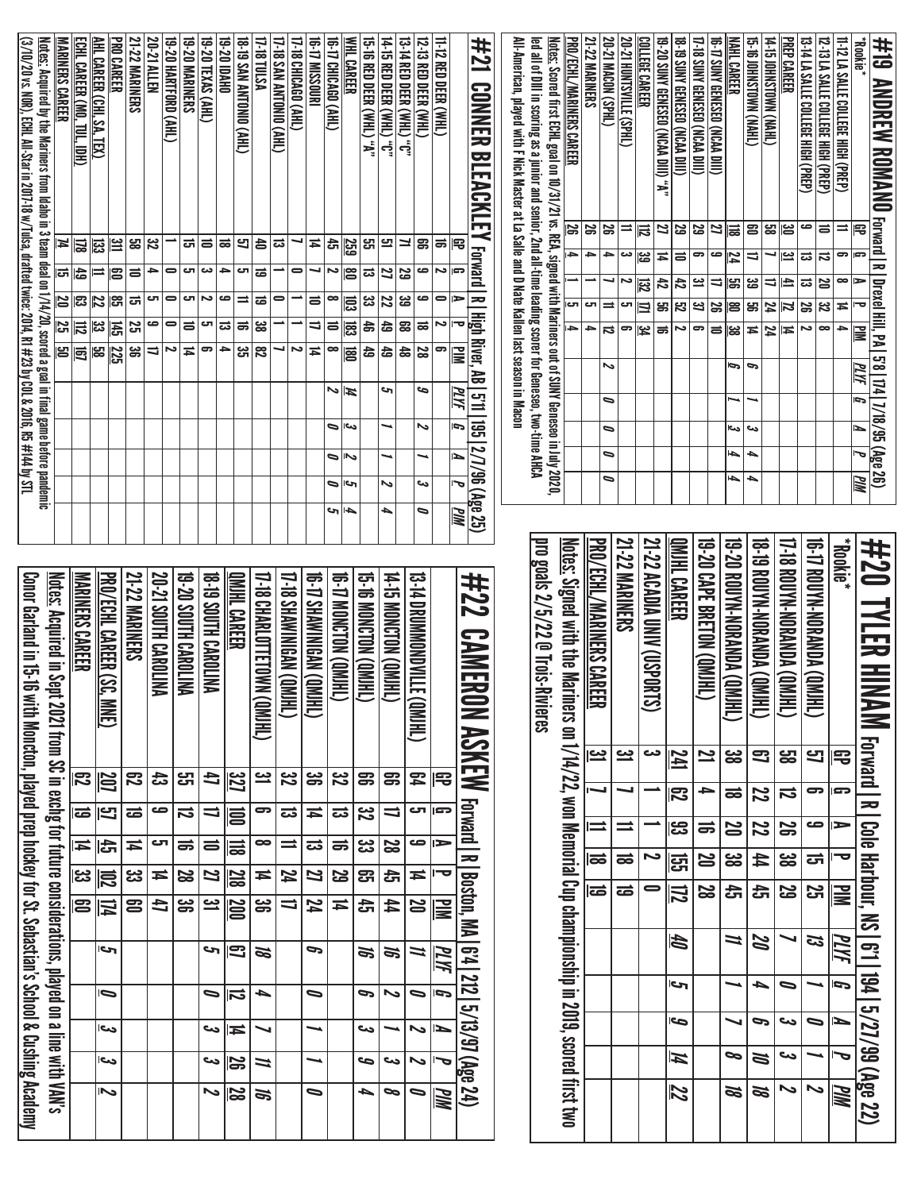## #19 ANDREW ROMANO Forward | R | Drexel Hill, PA | 5'8 | 174 | 7/18/95 (Age 26)

*Rookie*

| | GP | G | A | P | PIM | PLYF | G | A | P | PIM |
|---|---|---|---|---|---|---|---|---|---|---|
| 11-12 LA SALLE COLLEGE HIGH (PREP) | 11 | 6 | 8 | 14 | 4 | | | | | |
| 12-13 LA SALLE COLLEGE HIGH (PREP) | 10 | 12 | 20 | 32 | 8 | | | | | |
| 13-14 LA SALLE COLLEGE HIGH (PREP) | 9 | 13 | 13 | 26 | 2 | | | | | |
| PREP CAREER | 30 | 31 | 41 | 72 | 14 | | | | | |
| 14-15 JOHNSTOWN (NAHL) | 58 | 7 | 17 | 24 | 24 | | | | | |
| 15-16 JOHNSTOWN (NAHL) | 60 | 17 | 39 | 56 | 14 | 6 | 1 | 3 | 4 | 4 |
| NAHL CAREER | 118 | 24 | 56 | 80 | 38 | 6 | 1 | 3 | 4 | 4 |
| 16-17 SUNY GENESEO (NCAA DIII) | 27 | 9 | 17 | 26 | 10 | | | | | |
| 17-18 SUNY GENESEO (NCAA DIII) | 29 | 6 | 31 | 37 | 6 | | | | | |
| 18-19 SUNY GENESEO (NCAA DIII) | 29 | 10 | 42 | 52 | 2 | | | | | |
| 19-20 SUNY GENESEO (NCAA DIII) "A" | 27 | 14 | 42 | 56 | 16 | | | | | |
| COLLEGE CAREER | 112 | 39 | 132 | 171 | 34 | | | | | |
| 20-21 HUNTSVILLE (SPHL) | 11 | 3 | 2 | 5 | 6 | | | | | |
| 20-21 MACON (SPHL) | 26 | 4 | 7 | 11 | 12 | 2 | 0 | 0 | 0 | 0 |
| 21-22 MARINERS | 26 | 4 | 1 | 5 | 4 | | | | | |
| PRO/ECHL/MARINERS CAREER | 26 | 4 | 1 | 5 | 4 | | | | | |

Notes: Scored first ECHL goal on 10/31/21 vs. REA, signed with Mariners out of SUNY Geneseo in July 2020, led all of DIII in scoring as a junior and senior, 2nd all-time leading scorer for Geneseo, two-time AHCA All-American, played with F Nick Master at La Salle and D Nate Kallen last season in Macon

## #20 TYLER HINAM Forward | R | Cole Harbour, NS | 6'1 | 194 | 5/27/99 (Age 22)

*Rookie*

| | GP | G | A | P | PIM | PLYF | G | A | P | PIM |
|---|---|---|---|---|---|---|---|---|---|---|
| 16-17 ROUYN-NORANDA (QMJHL) | 57 | 6 | 9 | 15 | 25 | 13 | 1 | 0 | 1 | 2 |
| 17-18 ROUYN-NORANDA (QMJHL) | 58 | 12 | 26 | 38 | 29 | 7 | 0 | 3 | 3 | 2 |
| 18-19 ROUYN-NORANDA (QMJHL) | 67 | 22 | 22 | 44 | 45 | 20 | 4 | 6 | 10 | 18 |
| 19-20 ROUYN-NORANDA (QMJHL) | 38 | 18 | 20 | 38 | 45 | 11 | 1 | 7 | 8 | 18 |
| 19-20 CAPE BRETON (QMJHL) | 21 | 4 | 16 | 20 | 28 | | | | | |
| QMJHL CAREER | 241 | 62 | 93 | 155 | 172 | 40 | 5 | 9 | 14 | 22 |
| 21-22 ACADIA UNIV (USPORTS) | 3 | 1 | 1 | 2 | 0 | | | | | |
| 21-22 MARINERS | 31 | 7 | 11 | 18 | 19 | | | | | |
| PRO/ECHL/MARINERS CAREER | 31 | 7 | 11 | 18 | 19 | | | | | |

Notes: Signed with the Mariners on 1/14/22, won Memorial Cup championship in 2019, scored first two pro goals 2/5/22 @ Trois-Rivieres

## #21 CONNER BLEACKLEY Forward | R | High River, AB | 5'11 | 195 | 2/7/96 (Age 25)

| | GP | G | A | P | PIM | PLYF | G | A | P | PIM |
|---|---|---|---|---|---|---|---|---|---|---|
| 11-12 RED DEER (WHL) | 16 | 2 | 0 | 2 | 6 | | | | | |
| 12-13 RED DEER (WHL) | 66 | 9 | 9 | 18 | 28 | 9 | 2 | 1 | 3 | 0 |
| 13-14 RED DEER (WHL) "C" | 71 | 29 | 39 | 68 | 48 | | | | | |
| 14-15 RED DEER (WHL) "C" | 51 | 27 | 22 | 49 | 49 | 5 | 1 | 1 | 2 | 4 |
| 15-16 RED DEER (WHL) "A" | 55 | 13 | 33 | 46 | 49 | | | | | |
| WHL CAREER | 259 | 80 | 103 | 183 | 180 | 14 | 3 | 2 | 5 | 4 |
| 16-17 CHICAGO (AHL) | 45 | 2 | 8 | 10 | 8 | 2 | 0 | 0 | 0 | 5 |
| 16-17 MISSOURI | 14 | 7 | 10 | 17 | 14 | | | | | |
| 17-18 CHICAGO (AHL) | 7 | 0 | 1 | 1 | 2 | | | | | |
| 17-18 SAN ANTONIO (AHL) | 13 | 1 | 0 | 1 | 7 | | | | | |
| 17-18 TULSA | 40 | 19 | 19 | 38 | 82 | | | | | |
| 18-19 SAN ANTONIO (AHL) | 57 | 5 | 11 | 16 | 35 | | | | | |
| 19-20 IDAHO | 18 | 4 | 9 | 13 | 4 | | | | | |
| 19-20 TEXAS (AHL) | 10 | 3 | 2 | 5 | 6 | | | | | |
| 19-20 MARINERS | 15 | 5 | 5 | 10 | 14 | | | | | |
| 19-20 HARTFORD (AHL) | 1 | 0 | 0 | 0 | 2 | | | | | |
| 20-21 ALLEN | 32 | 4 | 5 | 9 | 17 | | | | | |
| 21-22 MARINERS | 58 | 10 | 15 | 25 | 36 | | | | | |
| PRO CAREER | 311 | 60 | 85 | 145 | 225 | | | | | |
| AHL CAREER (CHI, SA, TEX) | 133 | 11 | 22 | 33 | 58 | | | | | |
| ECHL CAREER (MO, TUL, IDH) | 178 | 49 | 63 | 112 | 167 | | | | | |
| MARINERS CAREER | 74 | 15 | 20 | 35 | 50 | | | | | |

Notes: Acquired by the Mariners from Idaho in 3 team deal on 1/14/20, scored a goal in final game before pandemic (3/10/20 vs. NOR), ECHL All-Star in 2017-18 w/Tulsa, drafted twice: 2014, R1 #23 by COL & 2016, R5 #144 by STL

## #22 CAMERON ASKEW Forward | R | Boston, MA | 6'4 | 212 | 5/13/97 (Age 24)

| | GP | G | A | P | PIM | PLYF | G | A | P | PIM |
|---|---|---|---|---|---|---|---|---|---|---|
| 13-14 DRUMMONDVILLE (QMJHL) | 64 | 5 | 9 | 14 | 20 | 11 | 0 | 2 | 2 | 0 |
| 14-15 MONCTON (QMJHL) | 66 | 17 | 28 | 45 | 44 | 16 | 2 | 1 | 3 | 8 |
| 15-16 MONCTON (QMJHL) | 66 | 32 | 33 | 65 | 45 | 16 | 6 | 3 | 9 | 4 |
| 16-17 MONCTON (QMJHL) | 32 | 13 | 16 | 29 | 14 | | | | | |
| 16-17 SHAWINIGAN (QMJHL) | 36 | 14 | 13 | 27 | 24 | 6 | 0 | 1 | 1 | 0 |
| 17-18 SHAWINIGAN (QMJHL) | 32 | 13 | 11 | 24 | 17 | | | | | |
| 17-18 CHARLOTTETOWN (QMJHL) | 31 | 6 | 8 | 14 | 36 | 18 | 4 | 7 | 11 | 16 |
| QMJHL CAREER | 327 | 100 | 118 | 218 | 200 | 67 | 12 | 14 | 26 | 28 |
| 18-19 SOUTH CAROLINA | 47 | 17 | 10 | 27 | 31 | 5 | 0 | 3 | 3 | 2 |
| 19-20 SOUTH CAROLINA | 55 | 12 | 16 | 28 | 36 | | | | | |
| 20-21 SOUTH CAROLINA | 43 | 9 | 5 | 14 | 47 | | | | | |
| 21-22 MARINERS | 62 | 19 | 14 | 33 | 60 | | | | | |
| PRO/ECHL CAREER (SC, MNE) | 207 | 57 | 45 | 102 | 174 | 5 | 0 | 3 | 3 | 2 |
| MARINERS CAREER | 62 | 19 | 14 | 33 | 60 | | | | | |

Notes: Acquired in Sept 2021 from SC in exchg for future considerations, played on a line with VAN's Conor Garland in 15-16 with Moncton, played prep hockey for St. Sebastian's School & Cushing Academy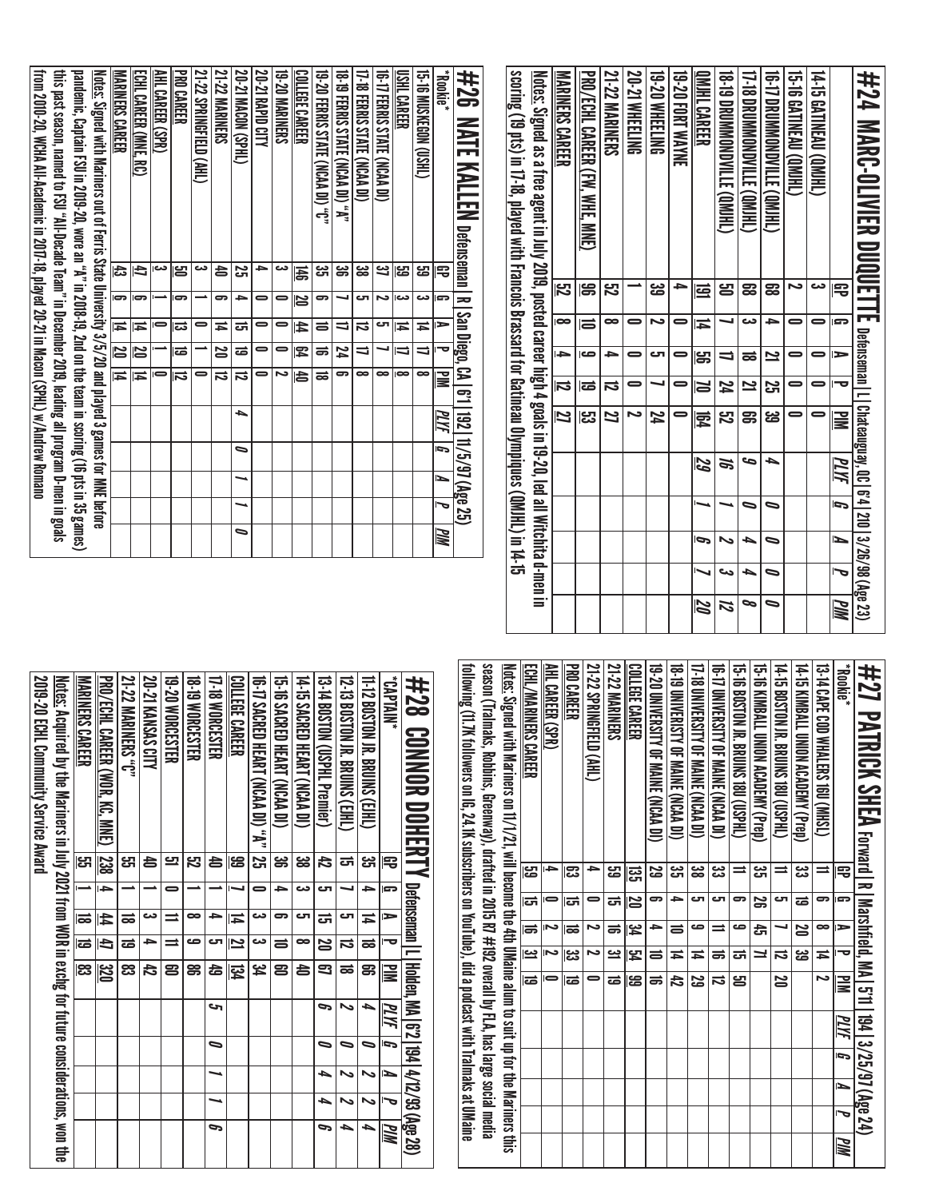# #24 MARC-OLIVIER DUQUETTE

Defenseman | L | Chateauguay, QC | 6'4 | 210 | 3/26/98 (Age 23)

| | GP | G | A | P | PIM | PLYF | G | A | P | PIM |
|---|---|---|---|---|---|---|---|---|---|---|
| 14-15 GATINEAU (QMJHL) | 3 | 0 | 0 | 0 | 0 | | | | | |
| 15-16 GATINEAU (QMJHL) | 2 | 0 | 0 | 0 | 0 | | | | | |
| 16-17 DRUMMONDVILLE (QMJHL) | 68 | 4 | 21 | 25 | 39 | 4 | 0 | 0 | 0 | 0 |
| 17-18 DRUMMONDVILLE (QMJHL) | 68 | 3 | 18 | 21 | 66 | 9 | 0 | 4 | 4 | 8 |
| 18-19 DRUMMONDVILLE (QMJHL) | 50 | 7 | 17 | 24 | 52 | 16 | 1 | 2 | 3 | 12 |
| QMJHL CAREER | 191 | 14 | 56 | 70 | 164 | 29 | 1 | 6 | 7 | 20 |
| 19-20 FORT WAYNE | 4 | 0 | 0 | 0 | 0 | | | | | |
| 19-20 WHEELING | 39 | 2 | 5 | 7 | 24 | | | | | |
| 20-21 WHEELING | 1 | 0 | 0 | 0 | 2 | | | | | |
| 21-22 MARINERS | 52 | 8 | 4 | 12 | 27 | | | | | |
| PRO/ECHL CAREER (FW, WHE, MNE) | 96 | 10 | 9 | 19 | 53 | | | | | |
| MARINERS CAREER | 52 | 8 | 4 | 12 | 27 | | | | | |

Notes: Signed as a free agent in July 2019, posted career high 4 goals in 19-20, led all Witchita d-men in scoring (19 pts) in 17-18, played with Francois Brassard for Gatineau Olympiques (QMJHL) in 14-15

# #26 NATE KALLEN

Defenseman | R | San Diego, CA | 6'1 | 192 | 11/5/97 (Age 25)

| *Rookie* | GP | G | A | P | PIM | PLYF | G | A | P | PIM |
|---|---|---|---|---|---|---|---|---|---|---|
| 15-16 MUSKEGON (USHL) | 59 | 3 | 14 | 17 | 8 | | | | | |
| USHL CAREER | 59 | 3 | 14 | 17 | 8 | | | | | |
| 16-17 FERRIS STATE (NCAA DI) | 37 | 2 | 5 | 7 | 8 | | | | | |
| 17-18 FERRIS STATE (NCAA DI) | 38 | 5 | 12 | 17 | 8 | | | | | |
| 18-19 FERRIS STATE (NCAA DI) "A" | 36 | 7 | 17 | 24 | 6 | | | | | |
| 19-20 FERRIS STATE (NCAA DI) "C" | 35 | 6 | 10 | 16 | 18 | | | | | |
| COLLEGE CAREER | 146 | 20 | 44 | 64 | 40 | | | | | |
| 19-20 MARINERS | 3 | 0 | 0 | 0 | 2 | | | | | |
| 20-21 RAPID CITY | 4 | 0 | 0 | 0 | 0 | | | | | |
| 20-21 MACON (SPHL) | 25 | 4 | 15 | 19 | 12 | 4 | 0 | 1 | 1 | 0 |
| 21-22 MARINERS | 40 | 6 | 14 | 20 | 12 | | | | | |
| 21-22 SPRINGFIELD (AHL) | 3 | 1 | 0 | 1 | 0 | | | | | |
| PRO CAREER | 50 | 6 | 13 | 19 | 12 | | | | | |
| AHL CAREER (SPR) | 3 | 1 | 0 | 1 | 0 | | | | | |
| ECHL CAREER (MNE, RC) | 47 | 6 | 14 | 20 | 14 | | | | | |
| MARINERS CAREER | 43 | 6 | 14 | 20 | 14 | | | | | |

Notes: Signed with Mariners out of Ferris State University 3/5/20 and played 3 games for MNE before pandemic, Captain FSU in 2019-20, wore an "A" in 2018-19, 2nd on the team in scoring (16 pts in 35 games) this past season, named to FSU "All-Decade Team" in December 2019, leading all program D-men in goals from 2010-20, WCHA All-Academic in 2017-18, played 20-21 in Macon (SPHL) w/Andrew Romano

# #27 PATRICK SHEA

Forward | R | Marshfield, MA | 5'11 | 194 | 3/25/97 (Age 24)

| *Rookie* | GP | G | A | P | PIM | PLYF | G | A | P | PIM |
|---|---|---|---|---|---|---|---|---|---|---|
| 13-14 CAPE COD WHALERS 16U (MHSL) | 11 | 6 | 8 | 14 | 2 | | | | | |
| 14-15 KIMBALL UNION ACADEMY (Prep) | 33 | 19 | 20 | 39 | | | | | | |
| 14-15 BOSTON JR. BRUINS 18U (USPHL) | 11 | 5 | 7 | 12 | 20 | | | | | |
| 15-16 KIMBALL UNION ACADEMY (Prep) | 35 | 26 | 45 | 71 | | | | | | |
| 15-16 BOSTON JR. BRUINS 18U (USPHL) | 11 | 6 | 9 | 15 | 50 | | | | | |
| 16-17 UNIVERSITY OF MAINE (NCAA DI) | 33 | 5 | 11 | 16 | 12 | | | | | |
| 17-18 UNIVERSITY OF MAINE (NCAA DI) | 38 | 5 | 9 | 14 | 29 | | | | | |
| 18-19 UNIVERSITY OF MAINE (NCAA DI) | 35 | 4 | 10 | 14 | 42 | | | | | |
| 19-20 UNIVERSITY OF MAINE (NCAA DI) | 29 | 6 | 4 | 10 | 16 | | | | | |
| COLLEGE CAREER | 135 | 20 | 34 | 54 | 99 | | | | | |
| 21-22 MARINERS | 59 | 15 | 16 | 31 | 19 | | | | | |
| 21-22 SPRINGFIELD (AHL) | 4 | 0 | 2 | 2 | 0 | | | | | |
| PRO CAREER | 63 | 15 | 18 | 33 | 19 | | | | | |
| AHL CAREER (SPR) | 4 | 0 | 2 | 2 | 0 | | | | | |
| ECHL/MARINERS CAREER | 59 | 15 | 16 | 31 | 19 | | | | | |

Notes: Signed with Mariners on 11/1/21, will become the 4th UMaine alum to suit up for the Mariners this season (Tralmaks, Robbins, Greenway), drafted in 2015 R7 #192 overall by FLA, has large social media following (11.7K followers on IG, 24.1K subscribers on YouTube), did a podcast with Tralmaks at UMaine

# #28 CONNOR DOHERTY

Defenseman | L | Holden, MA | 6'2 | 194 | 4/12/93 (Age 28)

| *CAPTAIN* | GP | G | A | P | PIM | PLYF | G | A | P | PIM |
|---|---|---|---|---|---|---|---|---|---|---|
| 11-12 BOSTON JR. BRUINS (EJHL) | 35 | 4 | 14 | 18 | 66 | 4 | 0 | 2 | 2 | 4 |
| 12-13 BOSTON JR. BRUINS (EHL) | 15 | 7 | 5 | 12 | 18 | 2 | 0 | 2 | 2 | 4 |
| 13-14 BOSTON (USPHL Premier) | 42 | 5 | 15 | 20 | 67 | 6 | 0 | 4 | 4 | 6 |
| 14-15 SACRED HEART (NCAA DI) | 38 | 3 | 5 | 8 | 40 | | | | | |
| 15-16 SACRED HEART (NCAA DI) | 36 | 4 | 6 | 10 | 60 | | | | | |
| 16-17 SACRED HEART (NCAA DI) "A" | 25 | 0 | 3 | 3 | 34 | | | | | |
| COLLEGE CAREER | 99 | 7 | 14 | 21 | 134 | | | | | |
| 17-18 WORCESTER | 40 | 1 | 4 | 5 | 49 | 5 | 0 | 1 | 1 | 6 |
| 18-19 WORCESTER | 52 | 1 | 8 | 9 | 86 | | | | | |
| 19-20 WORCESTER | 51 | 0 | 11 | 11 | 60 | | | | | |
| 20-21 KANSAS CITY | 40 | 1 | 3 | 4 | 42 | | | | | |
| 21-22 MARINERS "C" | 55 | 1 | 18 | 19 | 83 | | | | | |
| PRO/ECHL CAREER (WOR, KC, MNE) | 238 | 4 | 44 | 47 | 320 | | | | | |
| MARINERS CAREER | 55 | 1 | 18 | 19 | 83 | | | | | |

Notes: Acquired by the Mariners in July 2021 from WOR in exchg for future considerations, won the 2019-20 ECHL Community Service Award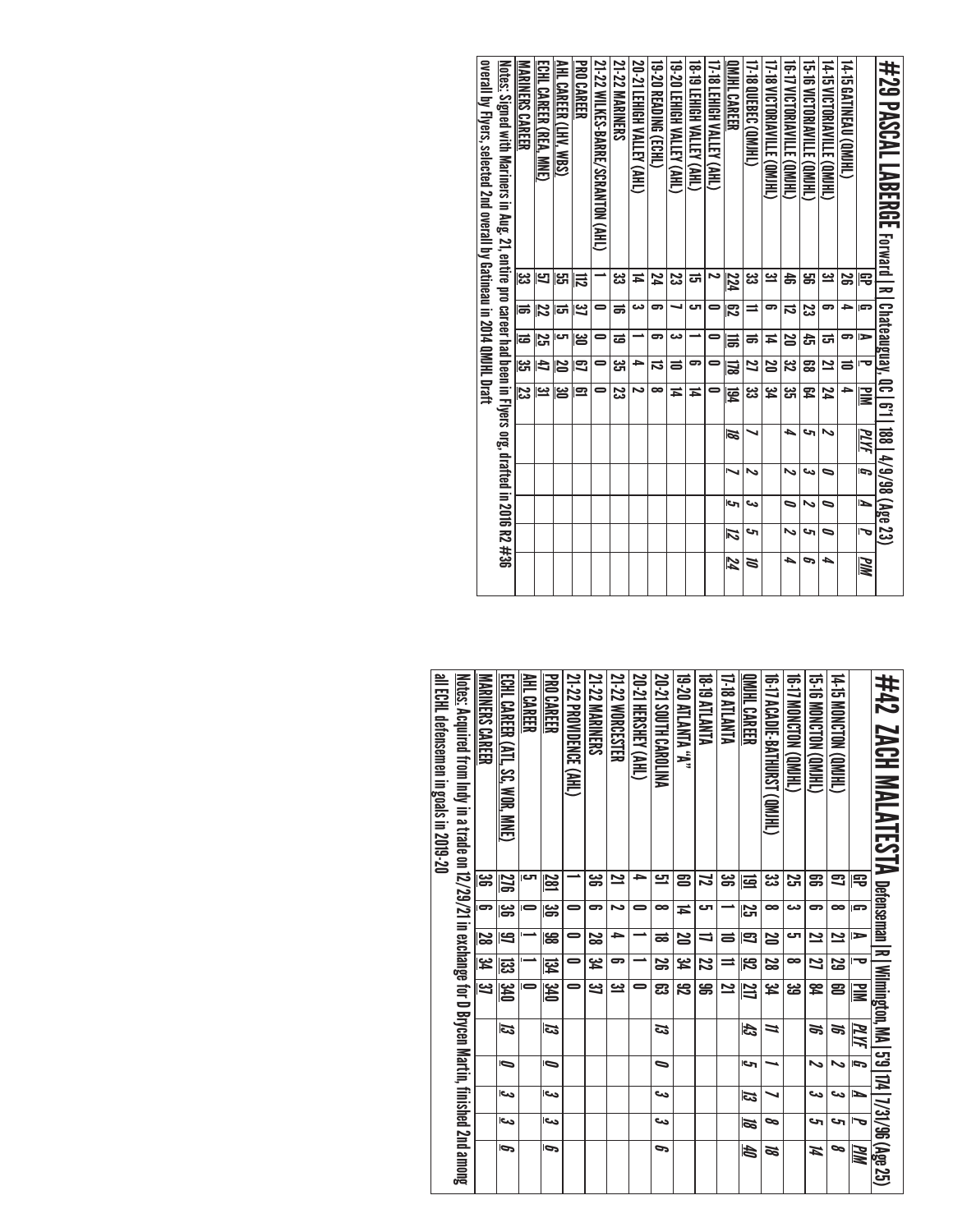# #29 PASCAL LABERGE Forward | R | Chateauguay, QC | 6'1 | 188 | 4/9/98 (Age 23)

| | GP | G | A | P | PIM | PLYF | G | A | P | PIM |
|---|---|---|---|---|---|---|---|---|---|---|
| 14-15 GATINEAU (QMJHL) | 26 | 4 | 6 | 10 | 4 | | | | | |
| 14-15 VICTORIAVILLE (QMJHL) | 31 | 6 | 15 | 21 | 24 | 2 | 0 | 0 | 0 | 4 |
| 15-16 VICTORIAVILLE (QMJHL) | 56 | 23 | 45 | 68 | 64 | 5 | 3 | 2 | 5 | 6 |
| 16-17 VICTORIAVILLE (QMJHL) | 46 | 12 | 20 | 32 | 35 | 4 | 2 | 0 | 2 | 4 |
| 17-18 VICTORIAVILLE (QMJHL) | 31 | 6 | 14 | 20 | 34 | | | | | |
| 17-18 QUEBEC (QMJHL) | 33 | 11 | 16 | 27 | 33 | 7 | 2 | 3 | 5 | 10 |
| QMJHL CAREER | 224 | 62 | 116 | 178 | 194 | 18 | 7 | 5 | 12 | 24 |
| 17-18 LEHIGH VALLEY (AHL) | 2 | 0 | 0 | 0 | 0 | | | | | |
| 18-19 LEHIGH VALLEY (AHL) | 15 | 5 | 1 | 6 | 14 | | | | | |
| 19-20 LEHIGH VALLEY (AHL) | 23 | 7 | 3 | 10 | 14 | | | | | |
| 19-20 READING (ECHL) | 24 | 6 | 6 | 12 | 8 | | | | | |
| 20-21 LEHIGH VALLEY (AHL) | 14 | 3 | 1 | 4 | 2 | | | | | |
| 21-22 MARINERS | 33 | 16 | 19 | 35 | 23 | | | | | |
| 21-22 WILKES-BARRE/SCRANTON (AHL) | 1 | 0 | 0 | 0 | 0 | | | | | |
| PRO CAREER | 112 | 37 | 30 | 67 | 61 | | | | | |
| AHL CAREER (LHV, WBS) | 55 | 15 | 5 | 20 | 30 | | | | | |
| ECHL CAREER (REA, MNE) | 57 | 22 | 25 | 47 | 31 | | | | | |
| MARINERS CAREER | 33 | 16 | 19 | 35 | 23 | | | | | |

Notes: Signed with Mariners in Aug. 21, entire pro career had been in Flyers org, drafted in 2016 R2 #36 overall by Flyers, selected 2nd overall by Gatineau in 2014 QMJHL Draft

# #42 ZACH MALATESTA Defenseman | R | Wilmington, MA | 5'9 | 174 | 7/31/96 (Age 25)

| | GP | G | A | P | PIM | PLYF | G | A | P | PIM |
|---|---|---|---|---|---|---|---|---|---|---|
| 14-15 MONCTON (QMJHL) | 67 | 8 | 21 | 29 | 60 | 16 | 2 | 3 | 5 | 8 |
| 15-16 MONCTON (QMJHL) | 66 | 6 | 21 | 27 | 84 | 16 | 2 | 3 | 5 | 14 |
| 16-17 MONCTON (QMJHL) | 25 | 3 | 5 | 8 | 39 | | | | | |
| 16-17 ACADIE-BATHURST (QMJHL) | 33 | 8 | 20 | 28 | 34 | 11 | 1 | 7 | 8 | 18 |
| QMJHL CAREER | 191 | 25 | 67 | 92 | 217 | 43 | 5 | 13 | 18 | 40 |
| 17-18 ATLANTA | 36 | 1 | 10 | 11 | 21 | | | | | |
| 18-19 ATLANTA | 72 | 5 | 17 | 22 | 96 | | | | | |
| 19-20 ATLANTA "A" | 60 | 14 | 20 | 34 | 92 | | | | | |
| 20-21 SOUTH CAROLINA | 51 | 8 | 18 | 26 | 63 | 13 | 0 | 3 | 3 | 6 |
| 20-21 HERSHEY (AHL) | 4 | 0 | 1 | 1 | 0 | | | | | |
| 21-22 WORCESTER | 21 | 2 | 4 | 6 | 31 | | | | | |
| 21-22 MARINERS | 36 | 6 | 28 | 34 | 37 | | | | | |
| 21-22 PROVIDENCE (AHL) | 1 | 0 | 0 | 0 | 0 | | | | | |
| PRO CAREER | 281 | 36 | 98 | 134 | 340 | 13 | 0 | 3 | 3 | 6 |
| AHL CAREER | 5 | 0 | 1 | 1 | 0 | | | | | |
| ECHL CAREER (ATL, SC, WOR, MNE) | 276 | 36 | 97 | 133 | 340 | 13 | 0 | 3 | 3 | 6 |
| MARINERS CAREER | 36 | 6 | 28 | 34 | 37 | | | | | |

Notes: Acquired from Indy in a trade on 12/29/21 in exchange for D Brycen Martin, finished 2nd among all ECHL defensemen in goals in 2019-20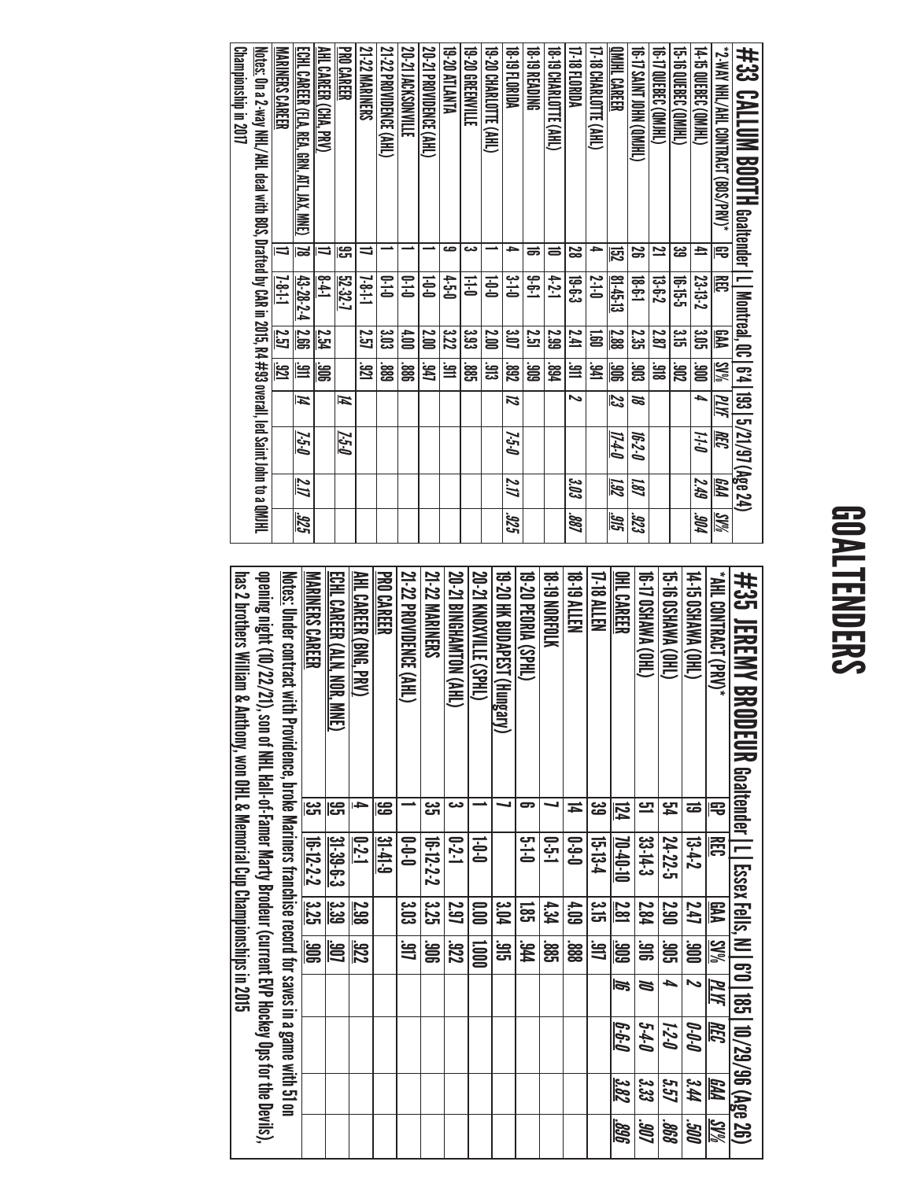# GOALTENDERS

## #35 JEREMY BRODEUR Goaltender | L | Essex Fells, NJ | 6'0 | 185 | 10/29/96 (Age 26)

| *AHL CONTRACT (PRV)* | GP | REC | GAA | SV% | PLYF | REC | GAA | SV% |
|---|---|---|---|---|---|---|---|---|
| 14-15 OSHAWA (OHL) | 19 | 13-4-2 | 2.47 | .900 | 2 | 0-0-0 | 3.44 | .500 |
| 15-16 OSHAWA (OHL) | 54 | 24-22-5 | 2.90 | .905 | 4 | 1-2-0 | 5.57 | .868 |
| 16-17 OSHAWA (OHL) | 51 | 33-14-3 | 2.84 | .916 | 10 | 5-4-0 | 3.33 | .907 |
| OHL CAREER | 124 | 70-40-10 | 2.81 | .909 | 16 | 6-6-0 | 3.82 | .896 |
| 17-18 ALLEN | 39 | 15-13-4 | 3.15 | .917 | | | | |
| 18-19 ALLEN | 14 | 0-9-0 | 4.09 | .888 | | | | |
| 18-19 NORFOLK | 7 | 0-5-1 | 4.34 | .885 | | | | |
| 19-20 PEORIA (SPHL) | 6 | 5-1-0 | 1.85 | .944 | | | | |
| 19-20 HK BUDAPEST (Hungary) | 7 | | 3.04 | .915 | | | | |
| 20-21 KNOXVILLE (SPHL) | 1 | 1-0-0 | 0.00 | 1.000 | | | | |
| 20-21 BINGHAMTON (AHL) | 3 | 0-2-1 | 2.97 | .922 | | | | |
| 21-22 MARINERS | 35 | 16-12-2-2 | 3.25 | .906 | | | | |
| 21-22 PROVIDENCE (AHL) | 1 | 0-0-0 | 3.03 | .917 | | | | |
| PRO CAREER | 99 | 31-41-9 | | | | | | |
| AHL CAREER (BNG, PRV) | 4 | 0-2-1 | 2.98 | .922 | | | | |
| ECHL CAREER (ALN, NOR, MNE) | 95 | 31-39-6-3 | 3.39 | .907 | | | | |
| MARINERS CAREER | 35 | 16-12-2-2 | 3.25 | .906 | | | | |

Notes: Under contract with Providence, broke Mariners franchise record for saves in a game with 51 on opening night (10/22/21), son of NHL Hall-of-Famer Marty Brodeur (current EVP Hockey Ops for the Devils), has 2 brothers William & Anthony, won OHL & Memorial Cup Championships in 2015

## #33 CALLUM BOOTH Goaltender | L | Montreal, QC | 6'4 | 193 | 5/21/97 (Age 24)

| *2-WAY NHL/AHL CONTRACT (BOS/PRV)* | GP | REC | GAA | SV% | PLYF | REC | GAA | SV% |
|---|---|---|---|---|---|---|---|---|
| 14-15 QUEBEC (QMJHL) | 41 | 23-13-2 | 3.05 | .900 | 4 | 1-1-0 | 2.49 | .904 |
| 15-16 QUEBEC (QMJHL) | 39 | 16-15-5 | 3.15 | .902 | | | | |
| 16-17 QUEBEC (QMJHL) | 21 | 13-6-2 | 2.87 | .918 | | | | |
| 16-17 SAINT JOHN (QMJHL) | 26 | 18-6-1 | 2.35 | .903 | 18 | 16-2-0 | 1.87 | .923 |
| QMJHL CAREER | 152 | 81-45-13 | 2.88 | .906 | 23 | 17-4-0 | 1.92 | .915 |
| 17-18 CHARLOTTE (AHL) | 4 | 2-1-0 | 1.60 | .941 | | | | |
| 17-18 FLORIDA | 28 | 19-6-3 | 2.41 | .911 | 2 | | 3.03 | .887 |
| 18-19 CHARLOTTE (AHL) | 10 | 4-2-1 | 2.99 | .894 | | | | |
| 18-19 READING | 16 | 9-6-1 | 2.51 | .909 | | | | |
| 18-19 FLORIDA | 4 | 3-1-0 | 3.07 | .892 | 12 | 7-5-0 | 2.17 | .925 |
| 19-20 CHARLOTTE (AHL) | 1 | 1-0-0 | 2.00 | .913 | | | | |
| 19-20 GREENVILLE | 3 | 1-1-0 | 3.93 | .885 | | | | |
| 19-20 ATLANTA | 9 | 4-5-0 | 3.22 | .911 | | | | |
| 20-21 PROVIDENCE (AHL) | 1 | 1-0-0 | 2.00 | .947 | | | | |
| 20-21 JACKSONVILLE | 1 | 0-1-0 | 4.00 | .886 | | | | |
| 21-22 PROVIDENCE (AHL) | 1 | 0-1-0 | 3.03 | .889 | | | | |
| 21-22 MARINERS | 17 | 7-8-1-1 | 2.57 | .921 | | | | |
| PRO CAREER | 95 | 52-32-7 | | | 14 | 7-5-0 | | |
| AHL CAREER (CHA, PRV) | 17 | 8-4-1 | 2.54 | .906 | | | | |
| ECHL CAREER (FLA, REA, GRN, ATL, JAX, MNE) | 78 | 43-28-2-4 | 2.66 | .911 | 14 | 7-5-0 | 2.17 | .925 |
| MARINERS CAREER | 17 | 7-8-1-1 | 2.57 | .921 | | | | |

Notes: On a 2-way NHL/AHL deal with BOS, Drafted by CAR in 2015, R4 #93 overall, led Saint John to a QMJHL Championship in 2017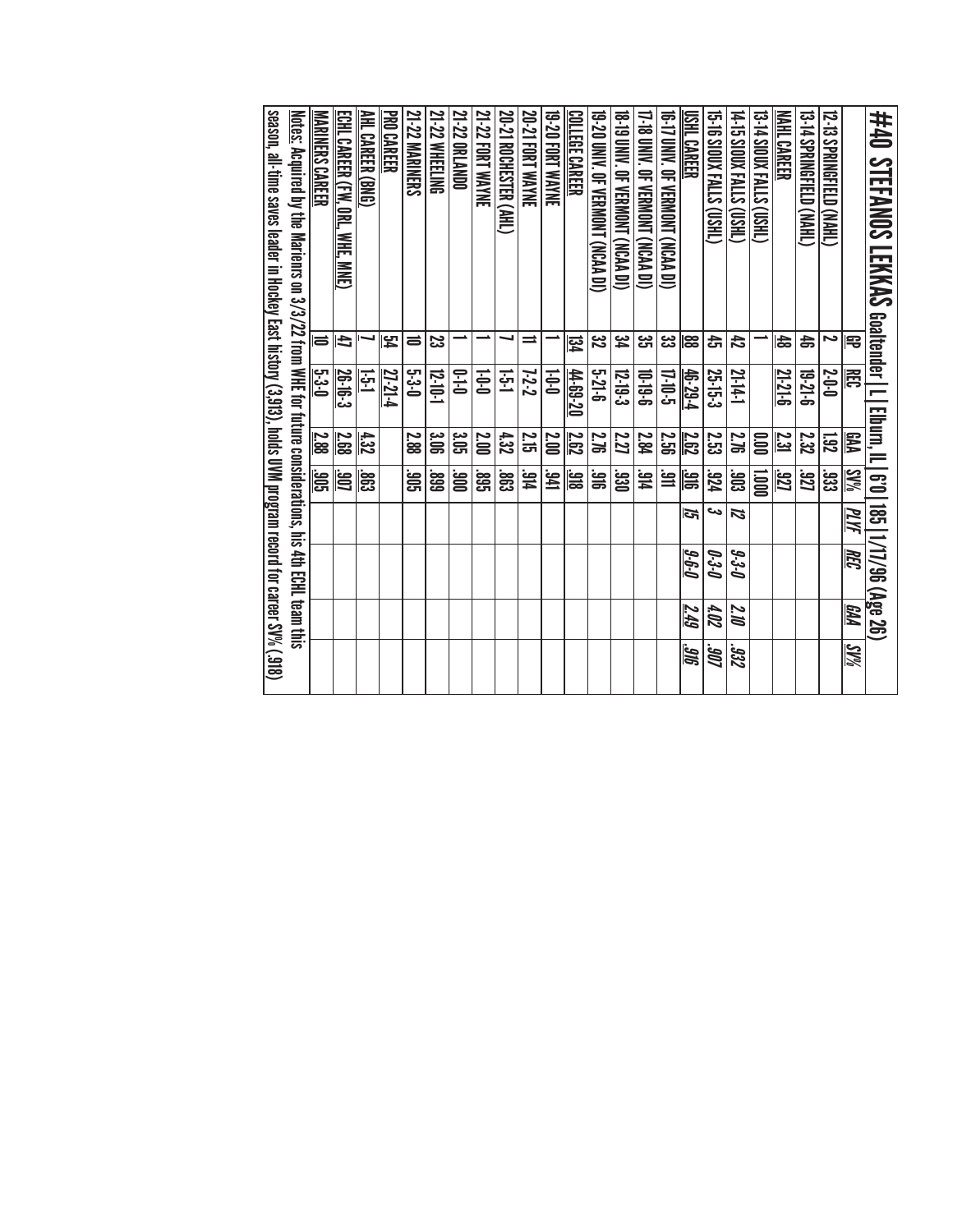# #40 STEFANOS LEKKAS Goaltender | L | Elburn, IL | 6'0 | 185 | 1/17/96 (Age 26)

| | GP | REC | GAA | SV% | PLYF | REC | GAA | SV% |
|---|---|---|---|---|---|---|---|---|
| 12-13 SPRINGFIELD (NAHL) | 2 | 2-0-0 | 1.92 | .933 | | | | |
| 13-14 SPRINGFIELD (NAHL) | 46 | 19-21-6 | 2.32 | .927 | | | | |
| NAHL CAREER | 48 | 21-21-6 | 2.31 | .927 | | | | |
| 13-14 SIOUX FALLS (USHL) | 1 | | 0.00 | 1.000 | | | | |
| 14-15 SIOUX FALLS (USHL) | 42 | 21-14-1 | 2.76 | .903 | 12 | 9-3-0 | 2.10 | .932 |
| 15-16 SIOUX FALLS (USHL) | 45 | 25-15-3 | 2.53 | .924 | 3 | 0-3-0 | 4.02 | .907 |
| USHL CAREER | 88 | 46-29-4 | 2.62 | .916 | 15 | 9-6-0 | 2.49 | .916 |
| 16-17 UNIV. OF VERMONT (NCAA DI) | 33 | 17-10-5 | 2.56 | .911 | | | | |
| 17-18 UNIV. OF VERMONT (NCAA DI) | 35 | 10-19-6 | 2.84 | .914 | | | | |
| 18-19 UNIV. OF VERMONT (NCAA DI) | 34 | 12-19-3 | 2.27 | .930 | | | | |
| 19-20 UNIV. OF VERMONT (NCAA DI) | 32 | 5-21-6 | 2.76 | .916 | | | | |
| COLLEGE CAREER | 134 | 44-69-20 | 2.62 | .918 | | | | |
| 19-20 FORT WAYNE | 1 | 1-0-0 | 2.00 | .941 | | | | |
| 20-21 FORT WAYNE | 11 | 7-2-2 | 2.15 | .914 | | | | |
| 20-21 ROCHESTER (AHL) | 7 | 1-5-1 | 4.32 | .863 | | | | |
| 21-22 FORT WAYNE | 1 | 1-0-0 | 2.00 | .895 | | | | |
| 21-22 ORLANDO | 1 | 0-1-0 | 3.05 | .900 | | | | |
| 21-22 WHEELING | 23 | 12-10-1 | 3.06 | .899 | | | | |
| 21-22 MARINERS | 10 | 5-3-0 | 2.88 | .905 | | | | |
| PRO CAREER | 54 | 27-21-4 | | | | | | |
| AHL CAREER (BNG) | 7 | 1-5-1 | 4.32 | .863 | | | | |
| ECHL CAREER (FW, ORL, WHE, MNE) | 47 | 26-16-3 | 2.68 | .907 | | | | |
| MARINERS CAREER | 10 | 5-3-0 | 2.88 | .905 | | | | |

Notes: Acquired by the Mariners on 3/3/22 from WHE for future considerations, his 4th ECHL team this season, all-time saves leader in Hockey East history (3,913), holds UVM program record for career SV% (.918)